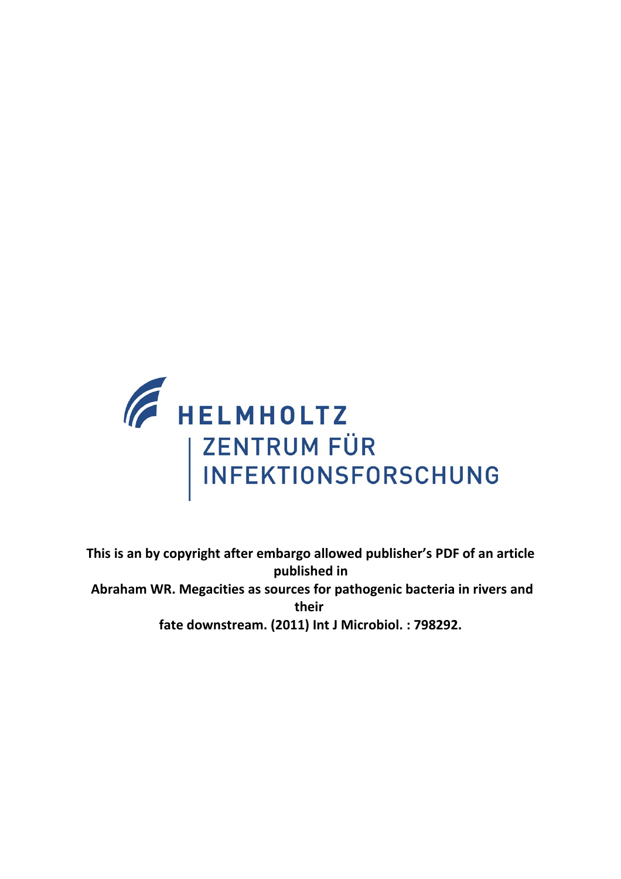HELMHOLTZ

ZENTRUM FÜR INFEKTIONSFORSCHUNG

**This is an by copyright after embargo allowed publisher's PDF of an article published in**

**Abraham WR. Megacities as sources for pathogenic bacteria in rivers and their**

**fate downstream. (2011) Int J Microbiol. : 798292.**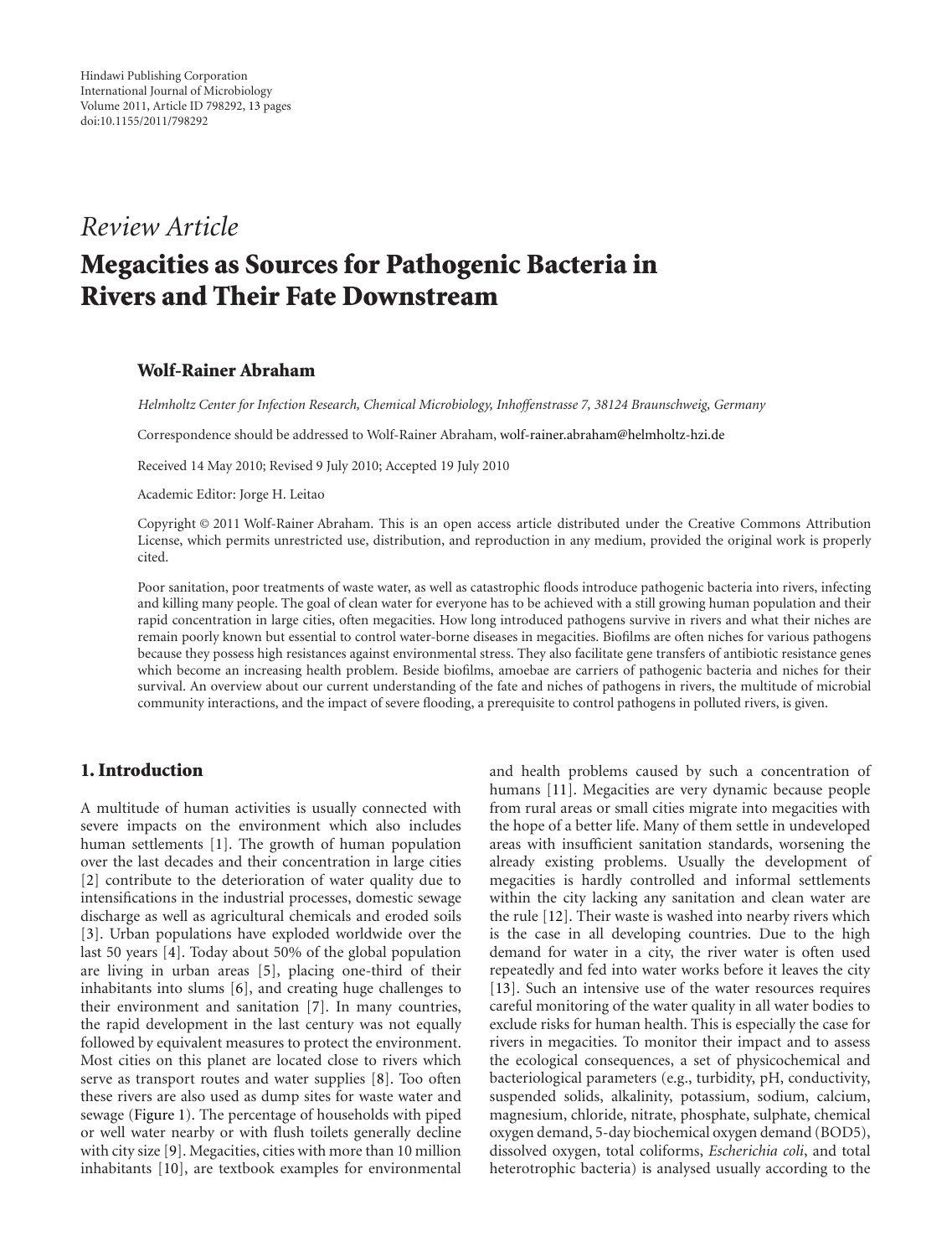Hindawi Publishing Corporation
International Journal of Microbiology
Volume 2011, Article ID 798292, 13 pages
doi:10.1155/2011/798292

*Review Article*

# Megacities as Sources for Pathogenic Bacteria in Rivers and Their Fate Downstream

**Wolf-Rainer Abraham**

*Helmholtz Center for Infection Research, Chemical Microbiology, Inhoffenstrasse 7, 38124 Braunschweig, Germany*

Correspondence should be addressed to Wolf-Rainer Abraham, wolf-rainer.abraham@helmholtz-hzi.de

Received 14 May 2010; Revised 9 July 2010; Accepted 19 July 2010

Academic Editor: Jorge H. Leitao

Copyright © 2011 Wolf-Rainer Abraham. This is an open access article distributed under the Creative Commons Attribution License, which permits unrestricted use, distribution, and reproduction in any medium, provided the original work is properly cited.

Poor sanitation, poor treatments of waste water, as well as catastrophic floods introduce pathogenic bacteria into rivers, infecting and killing many people. The goal of clean water for everyone has to be achieved with a still growing human population and their rapid concentration in large cities, often megacities. How long introduced pathogens survive in rivers and what their niches are remain poorly known but essential to control water-borne diseases in megacities. Biofilms are often niches for various pathogens because they possess high resistances against environmental stress. They also facilitate gene transfers of antibiotic resistance genes which become an increasing health problem. Beside biofilms, amoebae are carriers of pathogenic bacteria and niches for their survival. An overview about our current understanding of the fate and niches of pathogens in rivers, the multitude of microbial community interactions, and the impact of severe flooding, a prerequisite to control pathogens in polluted rivers, is given.

## 1. Introduction

A multitude of human activities is usually connected with severe impacts on the environment which also includes human settlements [1]. The growth of human population over the last decades and their concentration in large cities [2] contribute to the deterioration of water quality due to intensifications in the industrial processes, domestic sewage discharge as well as agricultural chemicals and eroded soils [3]. Urban populations have exploded worldwide over the last 50 years [4]. Today about 50% of the global population are living in urban areas [5], placing one-third of their inhabitants into slums [6], and creating huge challenges to their environment and sanitation [7]. In many countries, the rapid development in the last century was not equally followed by equivalent measures to protect the environment. Most cities on this planet are located close to rivers which serve as transport routes and water supplies [8]. Too often these rivers are also used as dump sites for waste water and sewage (Figure 1). The percentage of households with piped or well water nearby or with flush toilets generally decline with city size [9]. Megacities, cities with more than 10 million inhabitants [10], are textbook examples for environmental and health problems caused by such a concentration of humans [11]. Megacities are very dynamic because people from rural areas or small cities migrate into megacities with the hope of a better life. Many of them settle in undeveloped areas with insufficient sanitation standards, worsening the already existing problems. Usually the development of megacities is hardly controlled and informal settlements within the city lacking any sanitation and clean water are the rule [12]. Their waste is washed into nearby rivers which is the case in all developing countries. Due to the high demand for water in a city, the river water is often used repeatedly and fed into water works before it leaves the city [13]. Such an intensive use of the water resources requires careful monitoring of the water quality in all water bodies to exclude risks for human health. This is especially the case for rivers in megacities. To monitor their impact and to assess the ecological consequences, a set of physicochemical and bacteriological parameters (e.g., turbidity, pH, conductivity, suspended solids, alkalinity, potassium, sodium, calcium, magnesium, chloride, nitrate, phosphate, sulphate, chemical oxygen demand, 5-day biochemical oxygen demand (BOD5), dissolved oxygen, total coliforms, *Escherichia coli*, and total heterotrophic bacteria) is analysed usually according to the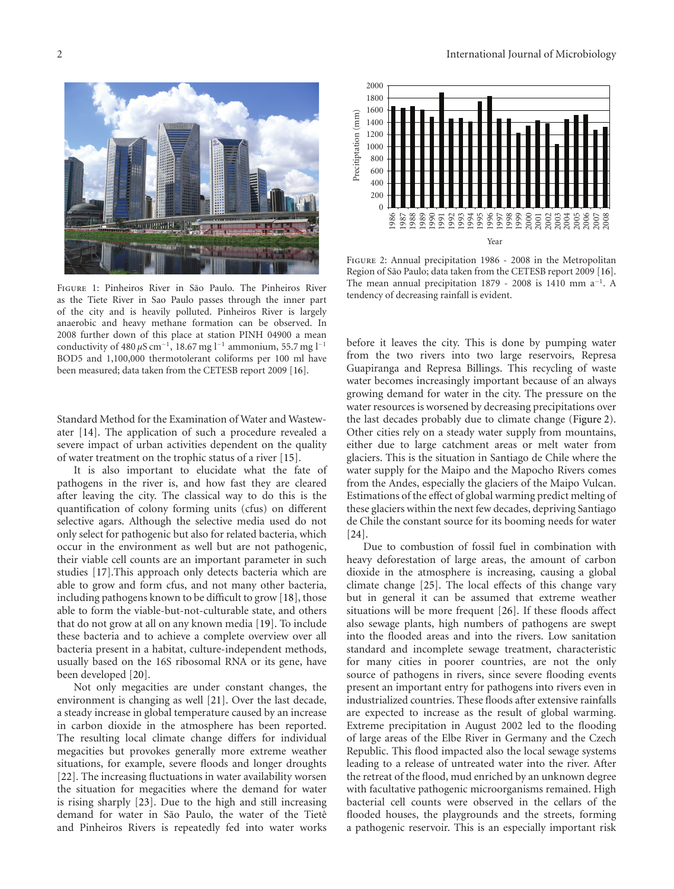Figure 1: Pinheiros River in São Paulo. The Pinheiros River as the Tiete River in Sao Paulo passes through the inner part of the city and is heavily polluted. Pinheiros River is largely anaerobic and heavy methane formation can be observed. In 2008 further down of this place at station PINH 04900 a mean conductivity of 480 $\mu$S cm$^{-1}$, 18.67 mg l$^{-1}$ ammonium, 55.7 mg l$^{-1}$ BOD5 and 1,100,000 thermotolerant coliforms per 100 ml have been measured; data taken from the CETESB report 2009 [16].

Preciptation (mm)

2000
1800
1600
1400
1200
1000
800
600
400
200
0

1986 1987 1988 1989 1990 1991 1992 1993 1994 1995 1996 1997 1998 1999 2000 2001 2002 2003 2004 2005 2006 2007 2008

Year

Figure 2: Annual precipitation 1986 - 2008 in the Metropolitan Region of São Paulo; data taken from the CETESB report 2009 [16]. The mean annual precipitation 1879 - 2008 is 1410 mm a$^{-1}$. A tendency of decreasing rainfall is evident.

Standard Method for the Examination of Water and Wastewater [14]. The application of such a procedure revealed a severe impact of urban activities dependent on the quality of water treatment on the trophic status of a river [15].

It is also important to elucidate what the fate of pathogens in the river is, and how fast they are cleared after leaving the city. The classical way to do this is the quantification of colony forming units (cfus) on different selective agars. Although the selective media used do not only select for pathogenic but also for related bacteria, which occur in the environment as well but are not pathogenic, their viable cell counts are an important parameter in such studies [17].This approach only detects bacteria which are able to grow and form cfus, and not many other bacteria, including pathogens known to be difficult to grow [18], those able to form the viable-but-not-culturable state, and others that do not grow at all on any known media [19]. To include these bacteria and to achieve a complete overview over all bacteria present in a habitat, culture-independent methods, usually based on the 16S ribosomal RNA or its gene, have been developed [20].

Not only megacities are under constant changes, the environment is changing as well [21]. Over the last decade, a steady increase in global temperature caused by an increase in carbon dioxide in the atmosphere has been reported. The resulting local climate change differs for individual megacities but provokes generally more extreme weather situations, for example, severe floods and longer droughts [22]. The increasing fluctuations in water availability worsen the situation for megacities where the demand for water is rising sharply [23]. Due to the high and still increasing demand for water in São Paulo, the water of the Tietê and Pinheiros Rivers is repeatedly fed into water works before it leaves the city. This is done by pumping water from the two rivers into two large reservoirs, Represa Guapiranga and Represa Billings. This recycling of waste water becomes increasingly important because of an always growing demand for water in the city. The pressure on the water resources is worsened by decreasing precipitations over the last decades probably due to climate change (Figure 2). Other cities rely on a steady water supply from mountains, either due to large catchment areas or melt water from glaciers. This is the situation in Santiago de Chile where the water supply for the Maipo and the Mapocho Rivers comes from the Andes, especially the glaciers of the Maipo Vulcan. Estimations of the effect of global warming predict melting of these glaciers within the next few decades, depriving Santiago de Chile the constant source for its booming needs for water [24].

Due to combustion of fossil fuel in combination with heavy deforestation of large areas, the amount of carbon dioxide in the atmosphere is increasing, causing a global climate change [25]. The local effects of this change vary but in general it can be assumed that extreme weather situations will be more frequent [26]. If these floods affect also sewage plants, high numbers of pathogens are swept into the flooded areas and into the rivers. Low sanitation standard and incomplete sewage treatment, characteristic for many cities in poorer countries, are not the only source of pathogens in rivers, since severe flooding events present an important entry for pathogens into rivers even in industrialized countries. These floods after extensive rainfalls are expected to increase as the result of global warming. Extreme precipitation in August 2002 led to the flooding of large areas of the Elbe River in Germany and the Czech Republic. This flood impacted also the local sewage systems leading to a release of untreated water into the river. After the retreat of the flood, mud enriched by an unknown degree with facultative pathogenic microorganisms remained. High bacterial cell counts were observed in the cellars of the flooded houses, the playgrounds and the streets, forming a pathogenic reservoir. This is an especially important risk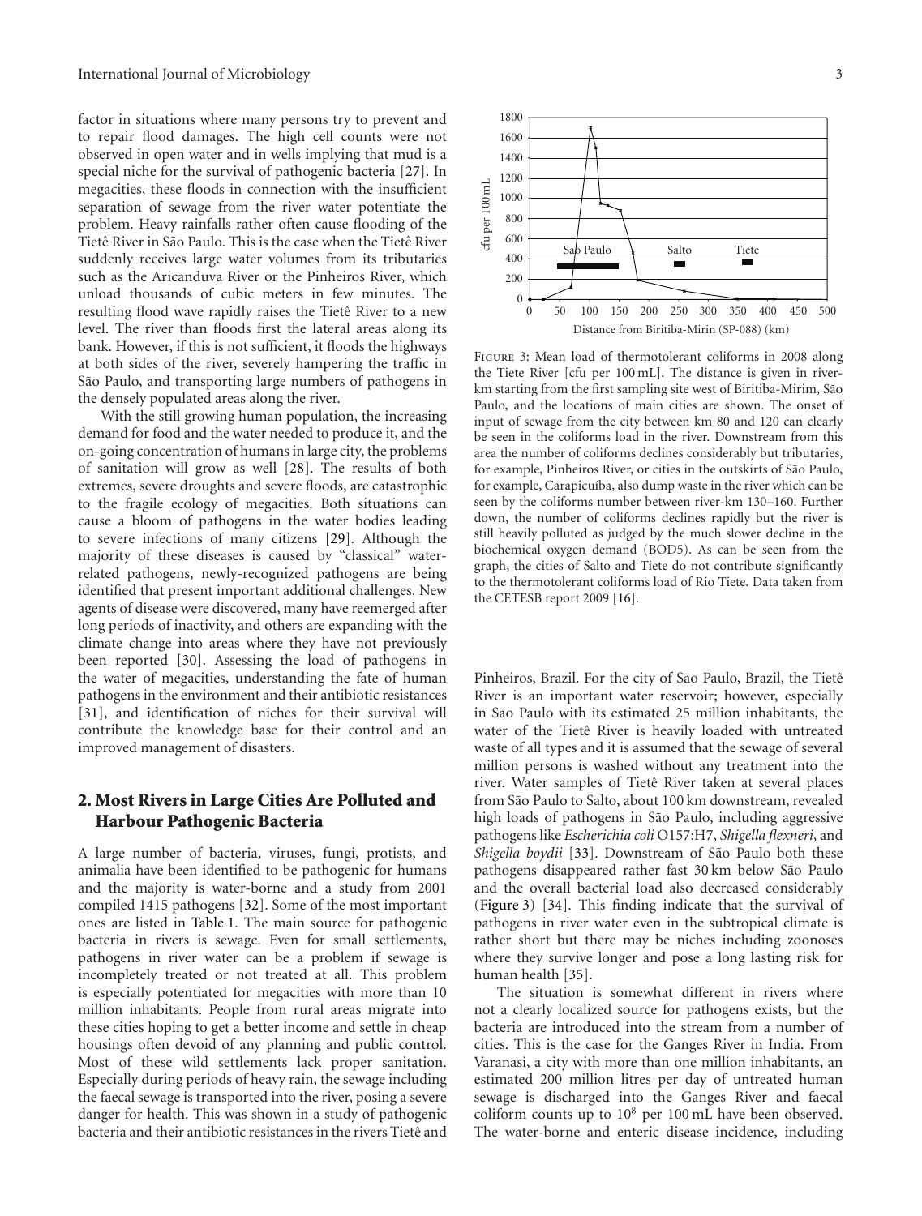factor in situations where many persons try to prevent and to repair flood damages. The high cell counts were not observed in open water and in wells implying that mud is a special niche for the survival of pathogenic bacteria [27]. In megacities, these floods in connection with the insufficient separation of sewage from the river water potentiate the problem. Heavy rainfalls rather often cause flooding of the Tietê River in São Paulo. This is the case when the Tietê River suddenly receives large water volumes from its tributaries such as the Aricanduva River or the Pinheiros River, which unload thousands of cubic meters in few minutes. The resulting flood wave rapidly raises the Tietê River to a new level. The river than floods first the lateral areas along its bank. However, if this is not sufficient, it floods the highways at both sides of the river, severely hampering the traffic in São Paulo, and transporting large numbers of pathogens in the densely populated areas along the river.

With the still growing human population, the increasing demand for food and the water needed to produce it, and the on-going concentration of humans in large city, the problems of sanitation will grow as well [28]. The results of both extremes, severe droughts and severe floods, are catastrophic to the fragile ecology of megacities. Both situations can cause a bloom of pathogens in the water bodies leading to severe infections of many citizens [29]. Although the majority of these diseases is caused by "classical" water-related pathogens, newly-recognized pathogens are being identified that present important additional challenges. New agents of disease were discovered, many have reemerged after long periods of inactivity, and others are expanding with the climate change into areas where they have not previously been reported [30]. Assessing the load of pathogens in the water of megacities, understanding the fate of human pathogens in the environment and their antibiotic resistances [31], and identification of niches for their survival will contribute the knowledge base for their control and an improved management of disasters.

## 2. Most Rivers in Large Cities Are Polluted and Harbour Pathogenic Bacteria

A large number of bacteria, viruses, fungi, protists, and animalia have been identified to be pathogenic for humans and the majority is water-borne and a study from 2001 compiled 1415 pathogens [32]. Some of the most important ones are listed in Table 1. The main source for pathogenic bacteria in rivers is sewage. Even for small settlements, pathogens in river water can be a problem if sewage is incompletely treated or not treated at all. This problem is especially potentiated for megacities with more than 10 million inhabitants. People from rural areas migrate into these cities hoping to get a better income and settle in cheap housings often devoid of any planning and public control. Most of these wild settlements lack proper sanitation. Especially during periods of heavy rain, the sewage including the faecal sewage is transported into the river, posing a severe danger for health. This was shown in a study of pathogenic bacteria and their antibiotic resistances in the rivers Tietê and Pinheiros, Brazil. For the city of São Paulo, Brazil, the Tietê River is an important water reservoir; however, especially in São Paulo with its estimated 25 million inhabitants, the water of the Tietê River is heavily loaded with untreated waste of all types and it is assumed that the sewage of several million persons is washed without any treatment into the river. Water samples of Tietê River taken at several places from São Paulo to Salto, about 100 km downstream, revealed high loads of pathogens in São Paulo, including aggressive pathogens like *Escherichia coli* O157:H7, *Shigella flexneri*, and *Shigella boydii* [33]. Downstream of São Paulo both these pathogens disappeared rather fast 30 km below São Paulo and the overall bacterial load also decreased considerably (Figure 3) [34]. This finding indicate that the survival of pathogens in river water even in the subtropical climate is rather short but there may be niches including zoonoses where they survive longer and pose a long lasting risk for human health [35].

cfu per 100 mL
1800
1600
1400
1200
1000
800
600
400
200
0
São Paulo
Salto
Tiete
0 50 100 150 200 250 300 350 400 450 500
Distance from Biritiba-Mirin (SP-088) (km)

Figure 3: Mean load of thermotolerant coliforms in 2008 along the Tiete River [cfu per 100 mL]. The distance is given in river-km starting from the first sampling site west of Biritiba-Mirim, São Paulo, and the locations of main cities are shown. The onset of input of sewage from the city between km 80 and 120 can clearly be seen in the coliforms load in the river. Downstream from this area the number of coliforms declines considerably but tributaries, for example, Pinheiros River, or cities in the outskirts of São Paulo, for example, Carapicuíba, also dump waste in the river which can be seen by the coliforms number between river-km 130–160. Further down, the number of coliforms declines rapidly but the river is still heavily polluted as judged by the much slower decline in the biochemical oxygen demand (BOD5). As can be seen from the graph, the cities of Salto and Tiete do not contribute significantly to the thermotolerant coliforms load of Rio Tiete. Data taken from the CETESB report 2009 [16].

The situation is somewhat different in rivers where not a clearly localized source for pathogens exists, but the bacteria are introduced into the stream from a number of cities. This is the case for the Ganges River in India. From Varanasi, a city with more than one million inhabitants, an estimated 200 million litres per day of untreated human sewage is discharged into the Ganges River and faecal coliform counts up to $10^8$ per 100 mL have been observed. The water-borne and enteric disease incidence, including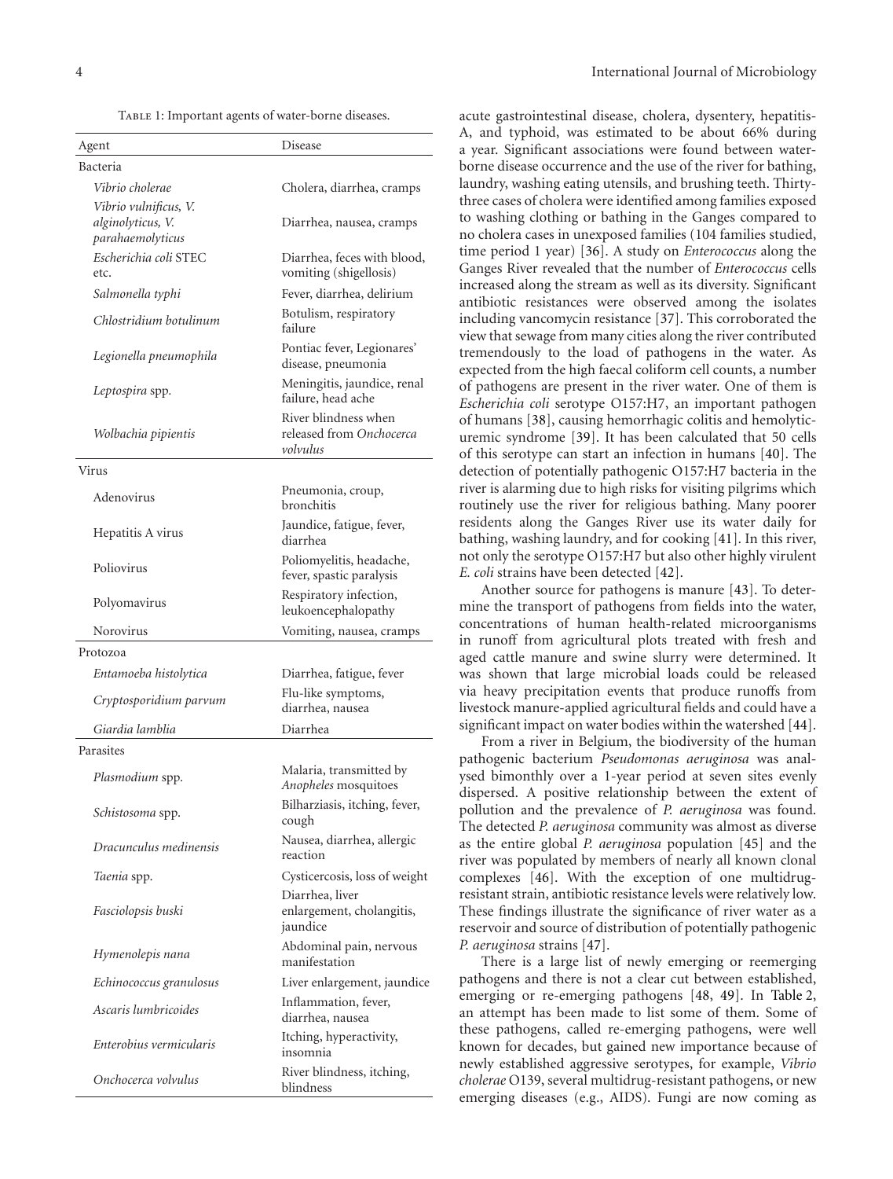Table 1: Important agents of water-borne diseases.

| Agent | Disease |
|---|---|
| Bacteria | |
| *Vibrio cholerae* | Cholera, diarrhea, cramps |
| *Vibrio vulnificus, V. alginolyticus, V. parahaemolyticus* | Diarrhea, nausea, cramps |
| *Escherichia coli* STEC etc. | Diarrhea, feces with blood, vomiting (shigellosis) |
| *Salmonella typhi* | Fever, diarrhea, delirium |
| *Chlostridium botulinum* | Botulism, respiratory failure |
| *Legionella pneumophila* | Pontiac fever, Legionares' disease, pneumonia |
| *Leptospira* spp. | Meningitis, jaundice, renal failure, head ache |
| *Wolbachia pipientis* | River blindness when released from *Onchocerca volvulus* |
| Virus | |
| Adenovirus | Pneumonia, croup, bronchitis |
| Hepatitis A virus | Jaundice, fatigue, fever, diarrhea |
| Poliovirus | Poliomyelitis, headache, fever, spastic paralysis |
| Polyomavirus | Respiratory infection, leukoencephalopathy |
| Norovirus | Vomiting, nausea, cramps |
| Protozoa | |
| *Entamoeba histolytica* | Diarrhea, fatigue, fever |
| *Cryptosporidium parvum* | Flu-like symptoms, diarrhea, nausea |
| *Giardia lamblia* | Diarrhea |
| Parasites | |
| *Plasmodium* spp. | Malaria, transmitted by *Anopheles* mosquitoes |
| *Schistosoma* spp. | Bilharziasis, itching, fever, cough |
| *Dracunculus medinensis* | Nausea, diarrhea, allergic reaction |
| *Taenia* spp. | Cysticercosis, loss of weight |
| *Fasciolopsis buski* | Diarrhea, liver enlargement, cholangitis, jaundice |
| *Hymenolepis nana* | Abdominal pain, nervous manifestation |
| *Echinococcus granulosus* | Liver enlargement, jaundice |
| *Ascaris lumbricoides* | Inflammation, fever, diarrhea, nausea |
| *Enterobius vermicularis* | Itching, hyperactivity, insomnia |
| *Onchocerca volvulus* | River blindness, itching, blindness |

acute gastrointestinal disease, cholera, dysentery, hepatitis-A, and typhoid, was estimated to be about 66% during a year. Significant associations were found between water-borne disease occurrence and the use of the river for bathing, laundry, washing eating utensils, and brushing teeth. Thirty-three cases of cholera were identified among families exposed to washing clothing or bathing in the Ganges compared to no cholera cases in unexposed families (104 families studied, time period 1 year) [36]. A study on *Enterococcus* along the Ganges River revealed that the number of *Enterococcus* cells increased along the stream as well as its diversity. Significant antibiotic resistances were observed among the isolates including vancomycin resistance [37]. This corroborated the view that sewage from many cities along the river contributed tremendously to the load of pathogens in the water. As expected from the high faecal coliform cell counts, a number of pathogens are present in the river water. One of them is *Escherichia coli* serotype O157:H7, an important pathogen of humans [38], causing hemorrhagic colitis and hemolytic-uremic syndrome [39]. It has been calculated that 50 cells of this serotype can start an infection in humans [40]. The detection of potentially pathogenic O157:H7 bacteria in the river is alarming due to high risks for visiting pilgrims which routinely use the river for religious bathing. Many poorer residents along the Ganges River use its water daily for bathing, washing laundry, and for cooking [41]. In this river, not only the serotype O157:H7 but also other highly virulent *E. coli* strains have been detected [42].

Another source for pathogens is manure [43]. To determine the transport of pathogens from fields into the water, concentrations of human health-related microorganisms in runoff from agricultural plots treated with fresh and aged cattle manure and swine slurry were determined. It was shown that large microbial loads could be released via heavy precipitation events that produce runoffs from livestock manure-applied agricultural fields and could have a significant impact on water bodies within the watershed [44].

From a river in Belgium, the biodiversity of the human pathogenic bacterium *Pseudomonas aeruginosa* was analysed bimonthly over a 1-year period at seven sites evenly dispersed. A positive relationship between the extent of pollution and the prevalence of *P. aeruginosa* was found. The detected *P. aeruginosa* community was almost as diverse as the entire global *P. aeruginosa* population [45] and the river was populated by members of nearly all known clonal complexes [46]. With the exception of one multidrug-resistant strain, antibiotic resistance levels were relatively low. These findings illustrate the significance of river water as a reservoir and source of distribution of potentially pathogenic *P. aeruginosa* strains [47].

There is a large list of newly emerging or reemerging pathogens and there is not a clear cut between established, emerging or re-emerging pathogens [48, 49]. In Table 2, an attempt has been made to list some of them. Some of these pathogens, called re-emerging pathogens, were well known for decades, but gained new importance because of newly established aggressive serotypes, for example, *Vibrio cholerae* O139, several multidrug-resistant pathogens, or new emerging diseases (e.g., AIDS). Fungi are now coming as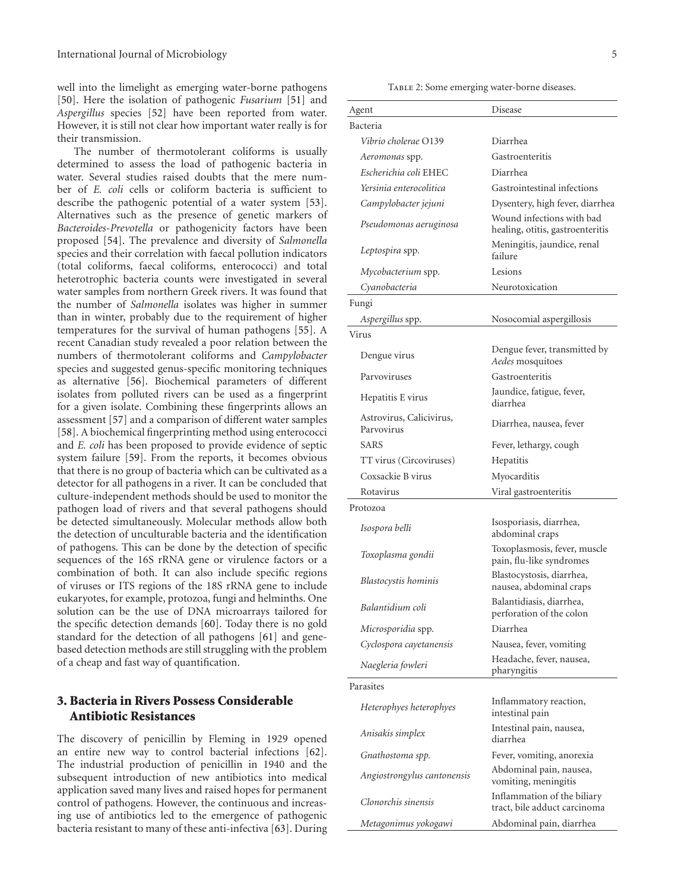well into the limelight as emerging water-borne pathogens [50]. Here the isolation of pathogenic *Fusarium* [51] and *Aspergillus* species [52] have been reported from water. However, it is still not clear how important water really is for their transmission.

The number of thermotolerant coliforms is usually determined to assess the load of pathogenic bacteria in water. Several studies raised doubts that the mere number of *E. coli* cells or coliform bacteria is sufficient to describe the pathogenic potential of a water system [53]. Alternatives such as the presence of genetic markers of *Bacteroides-Prevotella* or pathogenicity factors have been proposed [54]. The prevalence and diversity of *Salmonella* species and their correlation with faecal pollution indicators (total coliforms, faecal coliforms, enterococci) and total heterotrophic bacteria counts were investigated in several water samples from northern Greek rivers. It was found that the number of *Salmonella* isolates was higher in summer than in winter, probably due to the requirement of higher temperatures for the survival of human pathogens [55]. A recent Canadian study revealed a poor relation between the numbers of thermotolerant coliforms and *Campylobacter* species and suggested genus-specific monitoring techniques as alternative [56]. Biochemical parameters of different isolates from polluted rivers can be used as a fingerprint for a given isolate. Combining these fingerprints allows an assessment [57] and a comparison of different water samples [58]. A biochemical fingerprinting method using enterococci and *E. coli* has been proposed to provide evidence of septic system failure [59]. From the reports, it becomes obvious that there is no group of bacteria which can be cultivated as a detector for all pathogens in a river. It can be concluded that culture-independent methods should be used to monitor the pathogen load of rivers and that several pathogens should be detected simultaneously. Molecular methods allow both the detection of unculturable bacteria and the identification of pathogens. This can be done by the detection of specific sequences of the 16S rRNA gene or virulence factors or a combination of both. It can also include specific regions of viruses or ITS regions of the 18S rRNA gene to include eukaryotes, for example, protozoa, fungi and helminths. One solution can be the use of DNA microarrays tailored for the specific detection demands [60]. Today there is no gold standard for the detection of all pathogens [61] and gene-based detection methods are still struggling with the problem of a cheap and fast way of quantification.

## 3. Bacteria in Rivers Possess Considerable Antibiotic Resistances

The discovery of penicillin by Fleming in 1929 opened an entire new way to control bacterial infections [62]. The industrial production of penicillin in 1940 and the subsequent introduction of new antibiotics into medical application saved many lives and raised hopes for permanent control of pathogens. However, the continuous and increasing use of antibiotics led to the emergence of pathogenic bacteria resistant to many of these anti-infectiva [63]. During

Table 2: Some emerging water-borne diseases.

| Agent | Disease |
|---|---|
| Bacteria | |
| *Vibrio cholerae* O139 | Diarrhea |
| *Aeromonas* spp. | Gastroenteritis |
| *Escherichia coli* EHEC | Diarrhea |
| *Yersinia enterocolitica* | Gastrointestinal infections |
| *Campylobacter jejuni* | Dysentery, high fever, diarrhea |
| *Pseudomonas aeruginosa* | Wound infections with bad healing, otitis, gastroenteritis |
| *Leptospira* spp. | Meningitis, jaundice, renal failure |
| *Mycobacterium* spp. | Lesions |
| *Cyanobacteria* | Neurotoxication |
| Fungi | |
| *Aspergillus* spp. | Nosocomial aspergillosis |
| Virus | |
| Dengue virus | Dengue fever, transmitted by *Aedes* mosquitoes |
| Parvoviruses | Gastroenteritis |
| Hepatitis E virus | Jaundice, fatigue, fever, diarrhea |
| Astrovirus, Calicivirus, Parvovirus | Diarrhea, nausea, fever |
| SARS | Fever, lethargy, cough |
| TT virus (Circoviruses) | Hepatitis |
| Coxsackie B virus | Myocarditis |
| Rotavirus | Viral gastroenteritis |
| Protozoa | |
| *Isospora belli* | Isosporiasis, diarrhea, abdominal craps |
| *Toxoplasma gondii* | Toxoplasmosis, fever, muscle pain, flu-like syndromes |
| *Blastocystis hominis* | Blastocystosis, diarrhea, nausea, abdominal craps |
| *Balantidium coli* | Balantidiasis, diarrhea, perforation of the colon |
| *Microsporidia* spp. | Diarrhea |
| *Cyclospora cayetanensis* | Nausea, fever, vomiting |
| *Naegleria fowleri* | Headache, fever, nausea, pharyngitis |
| Parasites | |
| *Heterophyes heterophyes* | Inflammatory reaction, intestinal pain |
| *Anisakis simplex* | Intestinal pain, nausea, diarrhea |
| *Gnathostoma spp.* | Fever, vomiting, anorexia |
| *Angiostrongylus cantonensis* | Abdominal pain, nausea, vomiting, meningitis |
| *Clonorchis sinensis* | Inflammation of the biliary tract, bile adduct carcinoma |
| *Metagonimus yokogawi* | Abdominal pain, diarrhea |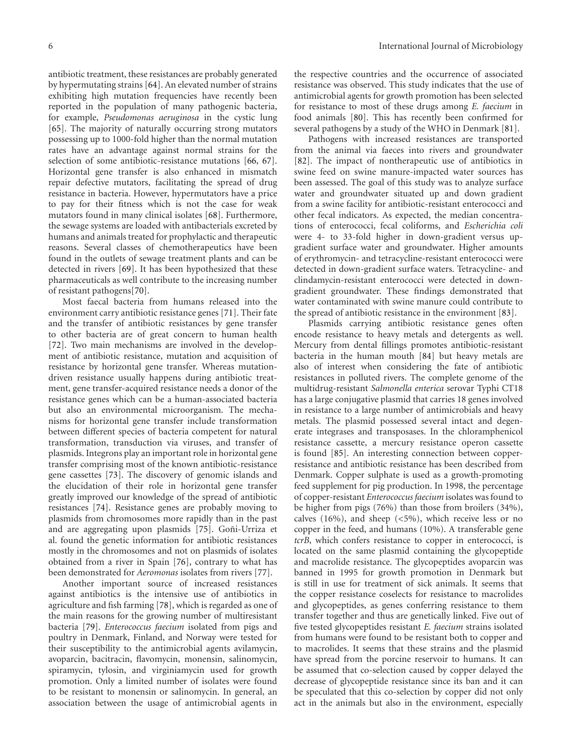antibiotic treatment, these resistances are probably generated by hypermutating strains [64]. An elevated number of strains exhibiting high mutation frequencies have recently been reported in the population of many pathogenic bacteria, for example, *Pseudomonas aeruginosa* in the cystic lung [65]. The majority of naturally occurring strong mutators possessing up to 1000-fold higher than the normal mutation rates have an advantage against normal strains for the selection of some antibiotic-resistance mutations [66, 67]. Horizontal gene transfer is also enhanced in mismatch repair defective mutators, facilitating the spread of drug resistance in bacteria. However, hypermutators have a price to pay for their fitness which is not the case for weak mutators found in many clinical isolates [68]. Furthermore, the sewage systems are loaded with antibacterials excreted by humans and animals treated for prophylactic and therapeutic reasons. Several classes of chemotherapeutics have been found in the outlets of sewage treatment plants and can be detected in rivers [69]. It has been hypothesized that these pharmaceuticals as well contribute to the increasing number of resistant pathogens[70].

Most faecal bacteria from humans released into the environment carry antibiotic resistance genes [71]. Their fate and the transfer of antibiotic resistances by gene transfer to other bacteria are of great concern to human health [72]. Two main mechanisms are involved in the development of antibiotic resistance, mutation and acquisition of resistance by horizontal gene transfer. Whereas mutation-driven resistance usually happens during antibiotic treatment, gene transfer-acquired resistance needs a donor of the resistance genes which can be a human-associated bacteria but also an environmental microorganism. The mechanisms for horizontal gene transfer include transformation between different species of bacteria competent for natural transformation, transduction via viruses, and transfer of plasmids. Integrons play an important role in horizontal gene transfer comprising most of the known antibiotic-resistance gene cassettes [73]. The discovery of genomic islands and the elucidation of their role in horizontal gene transfer greatly improved our knowledge of the spread of antibiotic resistances [74]. Resistance genes are probably moving to plasmids from chromosomes more rapidly than in the past and are aggregating upon plasmids [75]. Goñi-Urriza et al. found the genetic information for antibiotic resistances mostly in the chromosomes and not on plasmids of isolates obtained from a river in Spain [76], contrary to what has been demonstrated for *Aeromonas* isolates from rivers [77].

Another important source of increased resistances against antibiotics is the intensive use of antibiotics in agriculture and fish farming [78], which is regarded as one of the main reasons for the growing number of multiresistant bacteria [79]. *Enterococcus faecium* isolated from pigs and poultry in Denmark, Finland, and Norway were tested for their susceptibility to the antimicrobial agents avilamycin, avoparcin, bacitracin, flavomycin, monensin, salinomycin, spiramycin, tylosin, and virginiamycin used for growth promotion. Only a limited number of isolates were found to be resistant to monensin or salinomycin. In general, an association between the usage of antimicrobial agents in the respective countries and the occurrence of associated resistance was observed. This study indicates that the use of antimicrobial agents for growth promotion has been selected for resistance to most of these drugs among *E. faecium* in food animals [80]. This has recently been confirmed for several pathogens by a study of the WHO in Denmark [81].

Pathogens with increased resistances are transported from the animal via faeces into rivers and groundwater [82]. The impact of nontherapeutic use of antibiotics in swine feed on swine manure-impacted water sources has been assessed. The goal of this study was to analyze surface water and groundwater situated up and down gradient from a swine facility for antibiotic-resistant enterococci and other fecal indicators. As expected, the median concentrations of enterococci, fecal coliforms, and *Escherichia coli* were 4- to 33-fold higher in down-gradient versus up-gradient surface water and groundwater. Higher amounts of erythromycin- and tetracycline-resistant enterococci were detected in down-gradient surface waters. Tetracycline- and clindamycin-resistant enterococci were detected in down-gradient groundwater. These findings demonstrated that water contaminated with swine manure could contribute to the spread of antibiotic resistance in the environment [83].

Plasmids carrying antibiotic resistance genes often encode resistance to heavy metals and detergents as well. Mercury from dental fillings promotes antibiotic-resistant bacteria in the human mouth [84] but heavy metals are also of interest when considering the fate of antibiotic resistances in polluted rivers. The complete genome of the multidrug-resistant *Salmonella enterica* serovar Typhi CT18 has a large conjugative plasmid that carries 18 genes involved in resistance to a large number of antimicrobials and heavy metals. The plasmid possessed several intact and degenerate integrases and transposases. In the chloramphenicol resistance cassette, a mercury resistance operon cassette is found [85]. An interesting connection between copper-resistance and antibiotic resistance has been described from Denmark. Copper sulphate is used as a growth-promoting feed supplement for pig production. In 1998, the percentage of copper-resistant *Enterococcus faecium* isolates was found to be higher from pigs (76%) than those from broilers (34%), calves (16%), and sheep (<5%), which receive less or no copper in the feed, and humans (10%). A transferable gene *tcrB*, which confers resistance to copper in enterococci, is located on the same plasmid containing the glycopeptide and macrolide resistance. The glycopeptides avoparcin was banned in 1995 for growth promotion in Denmark but is still in use for treatment of sick animals. It seems that the copper resistance coselects for resistance to macrolides and glycopeptides, as genes conferring resistance to them transfer together and thus are genetically linked. Five out of five tested glycopeptides resistant *E. faecium* strains isolated from humans were found to be resistant both to copper and to macrolides. It seems that these strains and the plasmid have spread from the porcine reservoir to humans. It can be assumed that co-selection caused by copper delayed the decrease of glycopeptide resistance since its ban and it can be speculated that this co-selection by copper did not only act in the animals but also in the environment, especially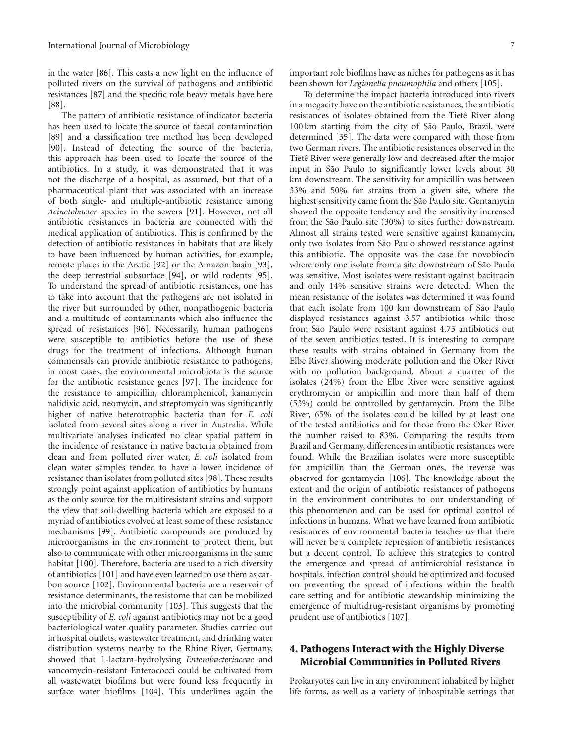in the water [86]. This casts a new light on the influence of polluted rivers on the survival of pathogens and antibiotic resistances [87] and the specific role heavy metals have here [88].

The pattern of antibiotic resistance of indicator bacteria has been used to locate the source of faecal contamination [89] and a classification tree method has been developed [90]. Instead of detecting the source of the bacteria, this approach has been used to locate the source of the antibiotics. In a study, it was demonstrated that it was not the discharge of a hospital, as assumed, but that of a pharmaceutical plant that was associated with an increase of both single- and multiple-antibiotic resistance among *Acinetobacter* species in the sewers [91]. However, not all antibiotic resistances in bacteria are connected with the medical application of antibiotics. This is confirmed by the detection of antibiotic resistances in habitats that are likely to have been influenced by human activities, for example, remote places in the Arctic [92] or the Amazon basin [93], the deep terrestrial subsurface [94], or wild rodents [95]. To understand the spread of antibiotic resistances, one has to take into account that the pathogens are not isolated in the river but surrounded by other, nonpathogenic bacteria and a multitude of contaminants which also influence the spread of resistances [96]. Necessarily, human pathogens were susceptible to antibiotics before the use of these drugs for the treatment of infections. Although human commensals can provide antibiotic resistance to pathogens, in most cases, the environmental microbiota is the source for the antibiotic resistance genes [97]. The incidence for the resistance to ampicillin, chloramphenicol, kanamycin nalidixic acid, neomycin, and streptomycin was significantly higher of native heterotrophic bacteria than for *E. coli* isolated from several sites along a river in Australia. While multivariate analyses indicated no clear spatial pattern in the incidence of resistance in native bacteria obtained from clean and from polluted river water, *E. coli* isolated from clean water samples tended to have a lower incidence of resistance than isolates from polluted sites [98]. These results strongly point against application of antibiotics by humans as the only source for the multiresistant strains and support the view that soil-dwelling bacteria which are exposed to a myriad of antibiotics evolved at least some of these resistance mechanisms [99]. Antibiotic compounds are produced by microorganisms in the environment to protect them, but also to communicate with other microorganisms in the same habitat [100]. Therefore, bacteria are used to a rich diversity of antibiotics [101] and have even learned to use them as carbon source [102]. Environmental bacteria are a reservoir of resistance determinants, the resistome that can be mobilized into the microbial community [103]. This suggests that the susceptibility of *E. coli* against antibiotics may not be a good bacteriological water quality parameter. Studies carried out in hospital outlets, wastewater treatment, and drinking water distribution systems nearby to the Rhine River, Germany, showed that L-lactam-hydrolysing *Enterobacteriaceae* and vancomycin-resistant Enterococci could be cultivated from all wastewater biofilms but were found less frequently in surface water biofilms [104]. This underlines again the important role biofilms have as niches for pathogens as it has been shown for *Legionella pneumophila* and others [105].

To determine the impact bacteria introduced into rivers in a megacity have on the antibiotic resistances, the antibiotic resistances of isolates obtained from the Tietê River along 100 km starting from the city of São Paulo, Brazil, were determined [35]. The data were compared with those from two German rivers. The antibiotic resistances observed in the Tietê River were generally low and decreased after the major input in São Paulo to significantly lower levels about 30 km downstream. The sensitivity for ampicillin was between 33% and 50% for strains from a given site, where the highest sensitivity came from the São Paulo site. Gentamycin showed the opposite tendency and the sensitivity increased from the São Paulo site (30%) to sites further downstream. Almost all strains tested were sensitive against kanamycin, only two isolates from São Paulo showed resistance against this antibiotic. The opposite was the case for novobiocin where only one isolate from a site downstream of São Paulo was sensitive. Most isolates were resistant against bacitracin and only 14% sensitive strains were detected. When the mean resistance of the isolates was determined it was found that each isolate from 100 km downstream of São Paulo displayed resistances against 3.57 antibiotics while those from São Paulo were resistant against 4.75 antibiotics out of the seven antibiotics tested. It is interesting to compare these results with strains obtained in Germany from the Elbe River showing moderate pollution and the Oker River with no pollution background. About a quarter of the isolates (24%) from the Elbe River were sensitive against erythromycin or ampicillin and more than half of them (53%) could be controlled by gentamycin. From the Elbe River, 65% of the isolates could be killed by at least one of the tested antibiotics and for those from the Oker River the number raised to 83%. Comparing the results from Brazil and Germany, differences in antibiotic resistances were found. While the Brazilian isolates were more susceptible for ampicillin than the German ones, the reverse was observed for gentamycin [106]. The knowledge about the extent and the origin of antibiotic resistances of pathogens in the environment contributes to our understanding of this phenomenon and can be used for optimal control of infections in humans. What we have learned from antibiotic resistances of environmental bacteria teaches us that there will never be a complete repression of antibiotic resistances but a decent control. To achieve this strategies to control the emergence and spread of antimicrobial resistance in hospitals, infection control should be optimized and focused on preventing the spread of infections within the health care setting and for antibiotic stewardship minimizing the emergence of multidrug-resistant organisms by promoting prudent use of antibiotics [107].

## 4. Pathogens Interact with the Highly Diverse Microbial Communities in Polluted Rivers

Prokaryotes can live in any environment inhabited by higher life forms, as well as a variety of inhospitable settings that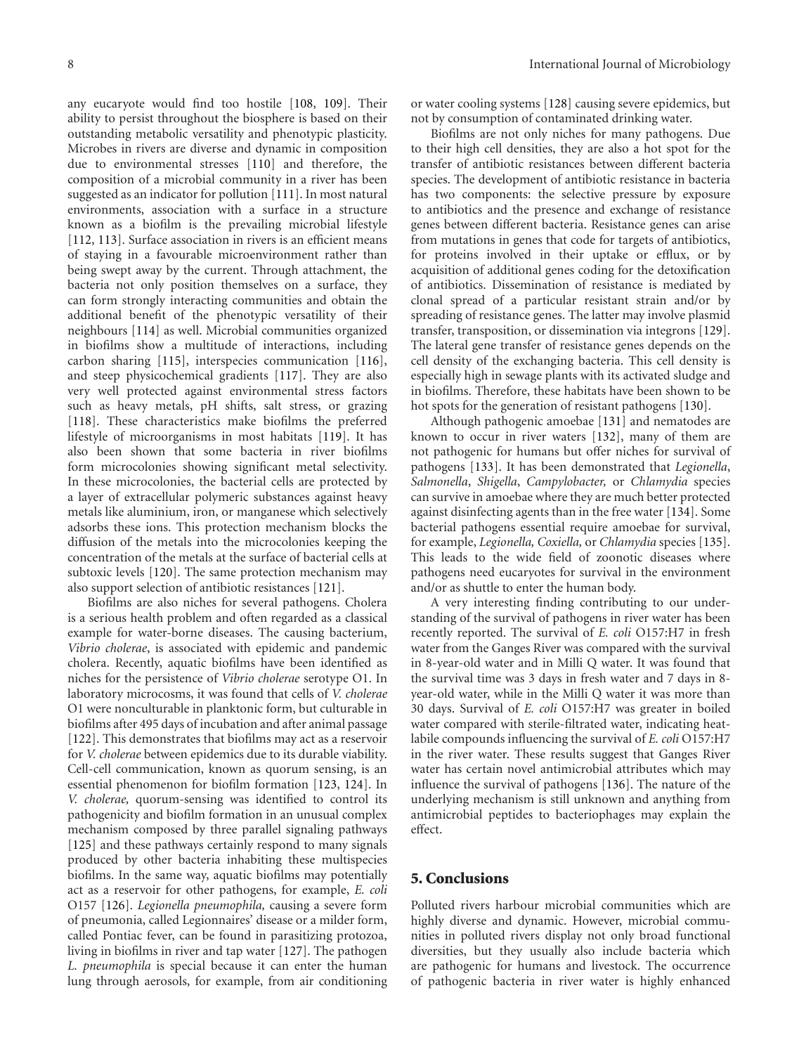any eucaryote would find too hostile [108, 109]. Their ability to persist throughout the biosphere is based on their outstanding metabolic versatility and phenotypic plasticity. Microbes in rivers are diverse and dynamic in composition due to environmental stresses [110] and therefore, the composition of a microbial community in a river has been suggested as an indicator for pollution [111]. In most natural environments, association with a surface in a structure known as a biofilm is the prevailing microbial lifestyle [112, 113]. Surface association in rivers is an efficient means of staying in a favourable microenvironment rather than being swept away by the current. Through attachment, the bacteria not only position themselves on a surface, they can form strongly interacting communities and obtain the additional benefit of the phenotypic versatility of their neighbours [114] as well. Microbial communities organized in biofilms show a multitude of interactions, including carbon sharing [115], interspecies communication [116], and steep physicochemical gradients [117]. They are also very well protected against environmental stress factors such as heavy metals, pH shifts, salt stress, or grazing [118]. These characteristics make biofilms the preferred lifestyle of microorganisms in most habitats [119]. It has also been shown that some bacteria in river biofilms form microcolonies showing significant metal selectivity. In these microcolonies, the bacterial cells are protected by a layer of extracellular polymeric substances against heavy metals like aluminium, iron, or manganese which selectively adsorbs these ions. This protection mechanism blocks the diffusion of the metals into the microcolonies keeping the concentration of the metals at the surface of bacterial cells at subtoxic levels [120]. The same protection mechanism may also support selection of antibiotic resistances [121].

Biofilms are also niches for several pathogens. Cholera is a serious health problem and often regarded as a classical example for water-borne diseases. The causing bacterium, *Vibrio cholerae*, is associated with epidemic and pandemic cholera. Recently, aquatic biofilms have been identified as niches for the persistence of *Vibrio cholerae* serotype O1. In laboratory microcosms, it was found that cells of *V. cholerae* O1 were nonculturable in planktonic form, but culturable in biofilms after 495 days of incubation and after animal passage [122]. This demonstrates that biofilms may act as a reservoir for *V. cholerae* between epidemics due to its durable viability. Cell-cell communication, known as quorum sensing, is an essential phenomenon for biofilm formation [123, 124]. In *V. cholerae,* quorum-sensing was identified to control its pathogenicity and biofilm formation in an unusual complex mechanism composed by three parallel signaling pathways [125] and these pathways certainly respond to many signals produced by other bacteria inhabiting these multispecies biofilms. In the same way, aquatic biofilms may potentially act as a reservoir for other pathogens, for example, *E. coli* O157 [126]. *Legionella pneumophila,* causing a severe form of pneumonia, called Legionnaires' disease or a milder form, called Pontiac fever, can be found in parasitizing protozoa, living in biofilms in river and tap water [127]. The pathogen *L. pneumophila* is special because it can enter the human lung through aerosols, for example, from air conditioning or water cooling systems [128] causing severe epidemics, but not by consumption of contaminated drinking water.

Biofilms are not only niches for many pathogens. Due to their high cell densities, they are also a hot spot for the transfer of antibiotic resistances between different bacteria species. The development of antibiotic resistance in bacteria has two components: the selective pressure by exposure to antibiotics and the presence and exchange of resistance genes between different bacteria. Resistance genes can arise from mutations in genes that code for targets of antibiotics, for proteins involved in their uptake or efflux, or by acquisition of additional genes coding for the detoxification of antibiotics. Dissemination of resistance is mediated by clonal spread of a particular resistant strain and/or by spreading of resistance genes. The latter may involve plasmid transfer, transposition, or dissemination via integrons [129]. The lateral gene transfer of resistance genes depends on the cell density of the exchanging bacteria. This cell density is especially high in sewage plants with its activated sludge and in biofilms. Therefore, these habitats have been shown to be hot spots for the generation of resistant pathogens [130].

Although pathogenic amoebae [131] and nematodes are known to occur in river waters [132], many of them are not pathogenic for humans but offer niches for survival of pathogens [133]. It has been demonstrated that *Legionella*, *Salmonella*, *Shigella*, *Campylobacter,* or *Chlamydia* species can survive in amoebae where they are much better protected against disinfecting agents than in the free water [134]. Some bacterial pathogens essential require amoebae for survival, for example, *Legionella, Coxiella,* or *Chlamydia* species [135]. This leads to the wide field of zoonotic diseases where pathogens need eucaryotes for survival in the environment and/or as shuttle to enter the human body.

A very interesting finding contributing to our understanding of the survival of pathogens in river water has been recently reported. The survival of *E. coli* O157:H7 in fresh water from the Ganges River was compared with the survival in 8-year-old water and in Milli Q water. It was found that the survival time was 3 days in fresh water and 7 days in 8-year-old water, while in the Milli Q water it was more than 30 days. Survival of *E. coli* O157:H7 was greater in boiled water compared with sterile-filtrated water, indicating heat-labile compounds influencing the survival of *E. coli* O157:H7 in the river water. These results suggest that Ganges River water has certain novel antimicrobial attributes which may influence the survival of pathogens [136]. The nature of the underlying mechanism is still unknown and anything from antimicrobial peptides to bacteriophages may explain the effect.

## 5. Conclusions

Polluted rivers harbour microbial communities which are highly diverse and dynamic. However, microbial communities in polluted rivers display not only broad functional diversities, but they usually also include bacteria which are pathogenic for humans and livestock. The occurrence of pathogenic bacteria in river water is highly enhanced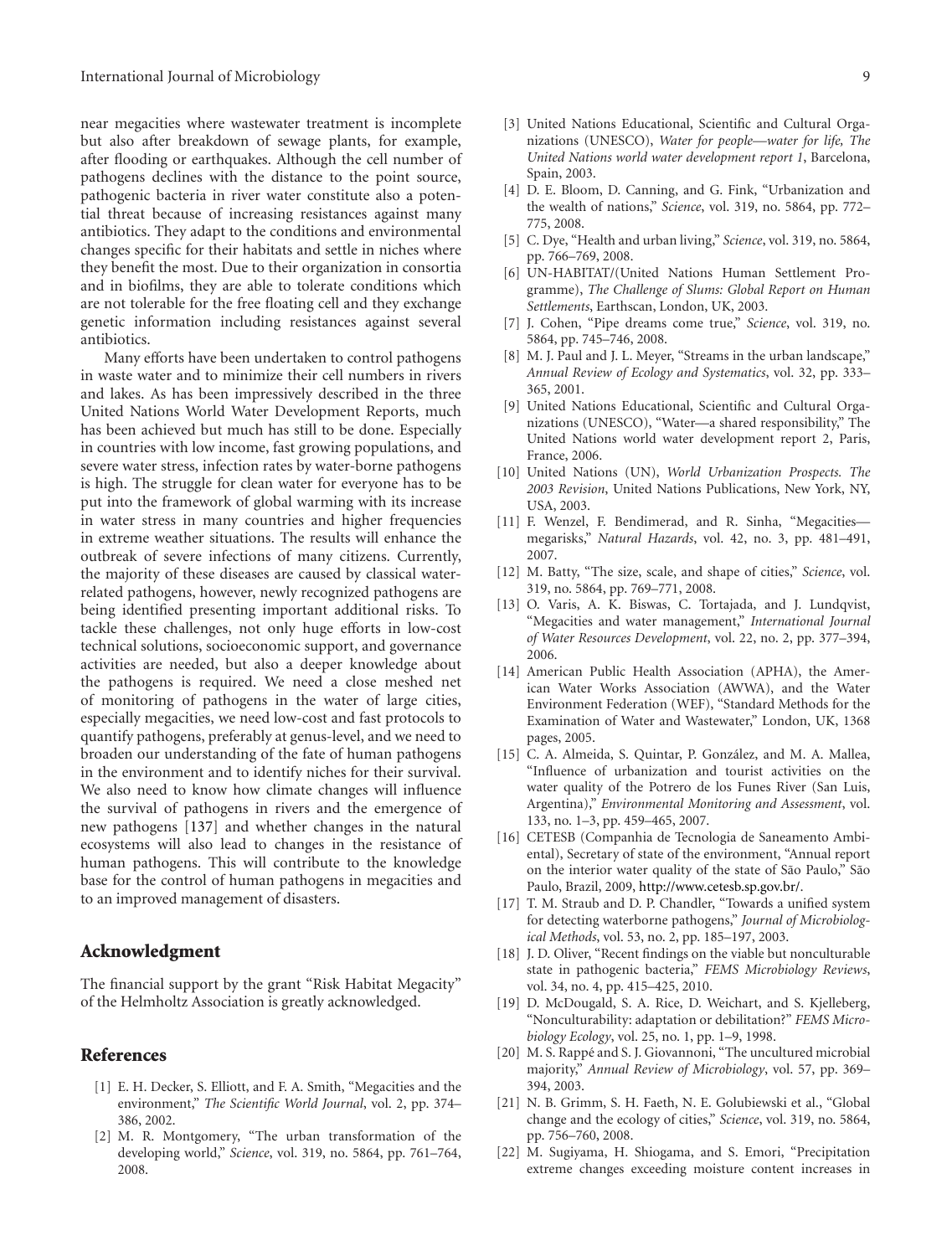near megacities where wastewater treatment is incomplete but also after breakdown of sewage plants, for example, after flooding or earthquakes. Although the cell number of pathogens declines with the distance to the point source, pathogenic bacteria in river water constitute also a potential threat because of increasing resistances against many antibiotics. They adapt to the conditions and environmental changes specific for their habitats and settle in niches where they benefit the most. Due to their organization in consortia and in biofilms, they are able to tolerate conditions which are not tolerable for the free floating cell and they exchange genetic information including resistances against several antibiotics.

Many efforts have been undertaken to control pathogens in waste water and to minimize their cell numbers in rivers and lakes. As has been impressively described in the three United Nations World Water Development Reports, much has been achieved but much has still to be done. Especially in countries with low income, fast growing populations, and severe water stress, infection rates by water-borne pathogens is high. The struggle for clean water for everyone has to be put into the framework of global warming with its increase in water stress in many countries and higher frequencies in extreme weather situations. The results will enhance the outbreak of severe infections of many citizens. Currently, the majority of these diseases are caused by classical water-related pathogens, however, newly recognized pathogens are being identified presenting important additional risks. To tackle these challenges, not only huge efforts in low-cost technical solutions, socioeconomic support, and governance activities are needed, but also a deeper knowledge about the pathogens is required. We need a close meshed net of monitoring of pathogens in the water of large cities, especially megacities, we need low-cost and fast protocols to quantify pathogens, preferably at genus-level, and we need to broaden our understanding of the fate of human pathogens in the environment and to identify niches for their survival. We also need to know how climate changes will influence the survival of pathogens in rivers and the emergence of new pathogens [137] and whether changes in the natural ecosystems will also lead to changes in the resistance of human pathogens. This will contribute to the knowledge base for the control of human pathogens in megacities and to an improved management of disasters.

## Acknowledgment

The financial support by the grant "Risk Habitat Megacity" of the Helmholtz Association is greatly acknowledged.

## References

[1] E. H. Decker, S. Elliott, and F. A. Smith, "Megacities and the environment," *The Scientific World Journal*, vol. 2, pp. 374–386, 2002.

[2] M. R. Montgomery, "The urban transformation of the developing world," *Science*, vol. 319, no. 5864, pp. 761–764, 2008.

[3] United Nations Educational, Scientific and Cultural Organizations (UNESCO), *Water for people—water for life, The United Nations world water development report 1*, Barcelona, Spain, 2003.

[4] D. E. Bloom, D. Canning, and G. Fink, "Urbanization and the wealth of nations," *Science*, vol. 319, no. 5864, pp. 772–775, 2008.

[5] C. Dye, "Health and urban living," *Science*, vol. 319, no. 5864, pp. 766–769, 2008.

[6] UN-HABITAT/(United Nations Human Settlement Programme), *The Challenge of Slums: Global Report on Human Settlements*, Earthscan, London, UK, 2003.

[7] J. Cohen, "Pipe dreams come true," *Science*, vol. 319, no. 5864, pp. 745–746, 2008.

[8] M. J. Paul and J. L. Meyer, "Streams in the urban landscape," *Annual Review of Ecology and Systematics*, vol. 32, pp. 333–365, 2001.

[9] United Nations Educational, Scientific and Cultural Organizations (UNESCO), "Water—a shared responsibility," The United Nations world water development report 2, Paris, France, 2006.

[10] United Nations (UN), *World Urbanization Prospects. The 2003 Revision*, United Nations Publications, New York, NY, USA, 2003.

[11] F. Wenzel, F. Bendimerad, and R. Sinha, "Megacities—megarisks," *Natural Hazards*, vol. 42, no. 3, pp. 481–491, 2007.

[12] M. Batty, "The size, scale, and shape of cities," *Science*, vol. 319, no. 5864, pp. 769–771, 2008.

[13] O. Varis, A. K. Biswas, C. Tortajada, and J. Lundqvist, "Megacities and water management," *International Journal of Water Resources Development*, vol. 22, no. 2, pp. 377–394, 2006.

[14] American Public Health Association (APHA), the American Water Works Association (AWWA), and the Water Environment Federation (WEF), "Standard Methods for the Examination of Water and Wastewater," London, UK, 1368 pages, 2005.

[15] C. A. Almeida, S. Quintar, P. González, and M. A. Mallea, "Influence of urbanization and tourist activities on the water quality of the Potrero de los Funes River (San Luis, Argentina)," *Environmental Monitoring and Assessment*, vol. 133, no. 1–3, pp. 459–465, 2007.

[16] CETESB (Companhia de Tecnologia de Saneamento Ambiental), Secretary of state of the environment, "Annual report on the interior water quality of the state of São Paulo," São Paulo, Brazil, 2009, http://www.cetesb.sp.gov.br/.

[17] T. M. Straub and D. P. Chandler, "Towards a unified system for detecting waterborne pathogens," *Journal of Microbiological Methods*, vol. 53, no. 2, pp. 185–197, 2003.

[18] J. D. Oliver, "Recent findings on the viable but nonculturable state in pathogenic bacteria," *FEMS Microbiology Reviews*, vol. 34, no. 4, pp. 415–425, 2010.

[19] D. McDougald, S. A. Rice, D. Weichart, and S. Kjelleberg, "Nonculturability: adaptation or debilitation?" *FEMS Microbiology Ecology*, vol. 25, no. 1, pp. 1–9, 1998.

[20] M. S. Rappé and S. J. Giovannoni, "The uncultured microbial majority," *Annual Review of Microbiology*, vol. 57, pp. 369–394, 2003.

[21] N. B. Grimm, S. H. Faeth, N. E. Golubiewski et al., "Global change and the ecology of cities," *Science*, vol. 319, no. 5864, pp. 756–760, 2008.

[22] M. Sugiyama, H. Shiogama, and S. Emori, "Precipitation extreme changes exceeding moisture content increases in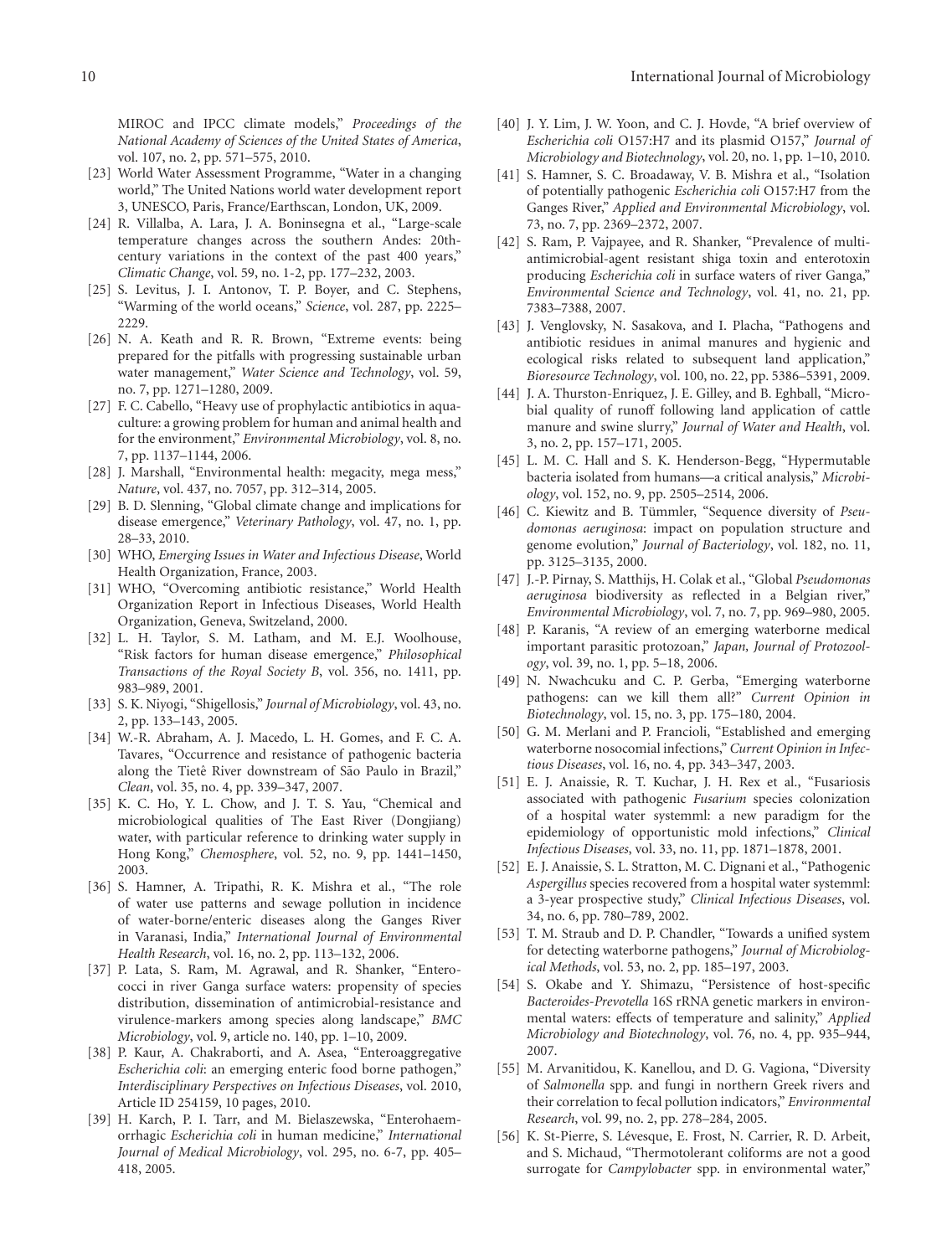MIROC and IPCC climate models," *Proceedings of the National Academy of Sciences of the United States of America*, vol. 107, no. 2, pp. 571–575, 2010.

[23] World Water Assessment Programme, "Water in a changing world," The United Nations world water development report 3, UNESCO, Paris, France/Earthscan, London, UK, 2009.

[24] R. Villalba, A. Lara, J. A. Boninsegna et al., "Large-scale temperature changes across the southern Andes: 20th-century variations in the context of the past 400 years," *Climatic Change*, vol. 59, no. 1-2, pp. 177–232, 2003.

[25] S. Levitus, J. I. Antonov, T. P. Boyer, and C. Stephens, "Warming of the world oceans," *Science*, vol. 287, pp. 2225–2229.

[26] N. A. Keath and R. R. Brown, "Extreme events: being prepared for the pitfalls with progressing sustainable urban water management," *Water Science and Technology*, vol. 59, no. 7, pp. 1271–1280, 2009.

[27] F. C. Cabello, "Heavy use of prophylactic antibiotics in aquaculture: a growing problem for human and animal health and for the environment," *Environmental Microbiology*, vol. 8, no. 7, pp. 1137–1144, 2006.

[28] J. Marshall, "Environmental health: megacity, mega mess," *Nature*, vol. 437, no. 7057, pp. 312–314, 2005.

[29] B. D. Slenning, "Global climate change and implications for disease emergence," *Veterinary Pathology*, vol. 47, no. 1, pp. 28–33, 2010.

[30] WHO, *Emerging Issues in Water and Infectious Disease*, World Health Organization, France, 2003.

[31] WHO, "Overcoming antibiotic resistance," World Health Organization Report in Infectious Diseases, World Health Organization, Geneva, Switzerland, 2000.

[32] L. H. Taylor, S. M. Latham, and M. E.J. Woolhouse, "Risk factors for human disease emergence," *Philosophical Transactions of the Royal Society B*, vol. 356, no. 1411, pp. 983–989, 2001.

[33] S. K. Niyogi, "Shigellosis," *Journal of Microbiology*, vol. 43, no. 2, pp. 133–143, 2005.

[34] W.-R. Abraham, A. J. Macedo, L. H. Gomes, and F. C. A. Tavares, "Occurrence and resistance of pathogenic bacteria along the Tietê River downstream of São Paulo in Brazil," *Clean*, vol. 35, no. 4, pp. 339–347, 2007.

[35] K. C. Ho, Y. L. Chow, and J. T. S. Yau, "Chemical and microbiological qualities of The East River (Dongjiang) water, with particular reference to drinking water supply in Hong Kong," *Chemosphere*, vol. 52, no. 9, pp. 1441–1450, 2003.

[36] S. Hamner, A. Tripathi, R. K. Mishra et al., "The role of water use patterns and sewage pollution in incidence of water-borne/enteric diseases along the Ganges River in Varanasi, India," *International Journal of Environmental Health Research*, vol. 16, no. 2, pp. 113–132, 2006.

[37] P. Lata, S. Ram, M. Agrawal, and R. Shanker, "Enterococci in river Ganga surface waters: propensity of species distribution, dissemination of antimicrobial-resistance and virulence-markers among species along landscape," *BMC Microbiology*, vol. 9, article no. 140, pp. 1–10, 2009.

[38] P. Kaur, A. Chakraborti, and A. Asea, "Enteroaggregative *Escherichia coli*: an emerging enteric food borne pathogen," *Interdisciplinary Perspectives on Infectious Diseases*, vol. 2010, Article ID 254159, 10 pages, 2010.

[39] H. Karch, P. I. Tarr, and M. Bielaszewska, "Enterohaemorrhagic *Escherichia coli* in human medicine," *International Journal of Medical Microbiology*, vol. 295, no. 6-7, pp. 405–418, 2005.

[40] J. Y. Lim, J. W. Yoon, and C. J. Hovde, "A brief overview of *Escherichia coli* O157:H7 and its plasmid O157," *Journal of Microbiology and Biotechnology*, vol. 20, no. 1, pp. 1–10, 2010.

[41] S. Hamner, S. C. Broadaway, V. B. Mishra et al., "Isolation of potentially pathogenic *Escherichia coli* O157:H7 from the Ganges River," *Applied and Environmental Microbiology*, vol. 73, no. 7, pp. 2369–2372, 2007.

[42] S. Ram, P. Vajpayee, and R. Shanker, "Prevalence of multi-antimicrobial-agent resistant shiga toxin and enterotoxin producing *Escherichia coli* in surface waters of river Ganga," *Environmental Science and Technology*, vol. 41, no. 21, pp. 7383–7388, 2007.

[43] J. Venglovsky, N. Sasakova, and I. Placha, "Pathogens and antibiotic residues in animal manures and hygienic and ecological risks related to subsequent land application," *Bioresource Technology*, vol. 100, no. 22, pp. 5386–5391, 2009.

[44] J. A. Thurston-Enriquez, J. E. Gilley, and B. Eghball, "Microbial quality of runoff following land application of cattle manure and swine slurry," *Journal of Water and Health*, vol. 3, no. 2, pp. 157–171, 2005.

[45] L. M. C. Hall and S. K. Henderson-Begg, "Hypermutable bacteria isolated from humans—a critical analysis," *Microbiology*, vol. 152, no. 9, pp. 2505–2514, 2006.

[46] C. Kiewitz and B. Tümmler, "Sequence diversity of *Pseudomonas aeruginosa*: impact on population structure and genome evolution," *Journal of Bacteriology*, vol. 182, no. 11, pp. 3125–3135, 2000.

[47] J.-P. Pirnay, S. Matthijs, H. Colak et al., "Global *Pseudomonas aeruginosa* biodiversity as reflected in a Belgian river," *Environmental Microbiology*, vol. 7, no. 7, pp. 969–980, 2005.

[48] P. Karanis, "A review of an emerging waterborne medical important parasitic protozoan," *Japan, Journal of Protozoology*, vol. 39, no. 1, pp. 5–18, 2006.

[49] N. Nwachcuku and C. P. Gerba, "Emerging waterborne pathogens: can we kill them all?" *Current Opinion in Biotechnology*, vol. 15, no. 3, pp. 175–180, 2004.

[50] G. M. Merlani and P. Francioli, "Established and emerging waterborne nosocomial infections," *Current Opinion in Infectious Diseases*, vol. 16, no. 4, pp. 343–347, 2003.

[51] E. J. Anaissie, R. T. Kuchar, J. H. Rex et al., "Fusariosis associated with pathogenic *Fusarium* species colonization of a hospital water systemml: a new paradigm for the epidemiology of opportunistic mold infections," *Clinical Infectious Diseases*, vol. 33, no. 11, pp. 1871–1878, 2001.

[52] E. J. Anaissie, S. L. Stratton, M. C. Dignani et al., "Pathogenic *Aspergillus* species recovered from a hospital water systemml: a 3-year prospective study," *Clinical Infectious Diseases*, vol. 34, no. 6, pp. 780–789, 2002.

[53] T. M. Straub and D. P. Chandler, "Towards a unified system for detecting waterborne pathogens," *Journal of Microbiological Methods*, vol. 53, no. 2, pp. 185–197, 2003.

[54] S. Okabe and Y. Shimazu, "Persistence of host-specific *Bacteroides-Prevotella* 16S rRNA genetic markers in environmental waters: effects of temperature and salinity," *Applied Microbiology and Biotechnology*, vol. 76, no. 4, pp. 935–944, 2007.

[55] M. Arvanitidou, K. Kanellou, and D. G. Vagiona, "Diversity of *Salmonella* spp. and fungi in northern Greek rivers and their correlation to fecal pollution indicators," *Environmental Research*, vol. 99, no. 2, pp. 278–284, 2005.

[56] K. St-Pierre, S. Lévesque, E. Frost, N. Carrier, R. D. Arbeit, and S. Michaud, "Thermotolerant coliforms are not a good surrogate for *Campylobacter* spp. in environmental water,"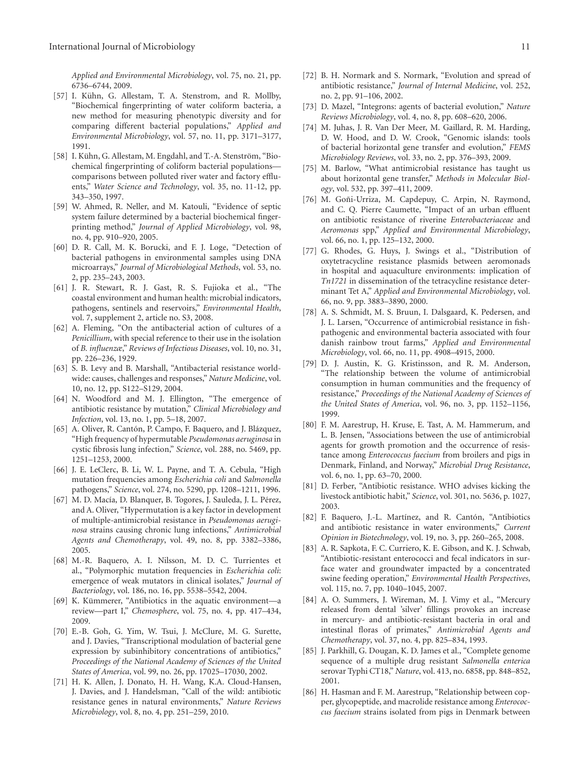*Applied and Environmental Microbiology*, vol. 75, no. 21, pp. 6736–6744, 2009.

[57] I. Kühn, G. Allestam, T. A. Stenstrom, and R. Mollby, "Biochemical fingerprinting of water coliform bacteria, a new method for measuring phenotypic diversity and for comparing different bacterial populations," *Applied and Environmental Microbiology*, vol. 57, no. 11, pp. 3171–3177, 1991.

[58] I. Kühn, G. Allestam, M. Engdahl, and T.-A. Stenström, "Biochemical fingerprinting of coliform bacterial populations—comparisons between polluted river water and factory effluents," *Water Science and Technology*, vol. 35, no. 11-12, pp. 343–350, 1997.

[59] W. Ahmed, R. Neller, and M. Katouli, "Evidence of septic system failure determined by a bacterial biochemical fingerprinting method," *Journal of Applied Microbiology*, vol. 98, no. 4, pp. 910–920, 2005.

[60] D. R. Call, M. K. Borucki, and F. J. Loge, "Detection of bacterial pathogens in environmental samples using DNA microarrays," *Journal of Microbiological Methods*, vol. 53, no. 2, pp. 235–243, 2003.

[61] J. R. Stewart, R. J. Gast, R. S. Fujioka et al., "The coastal environment and human health: microbial indicators, pathogens, sentinels and reservoirs," *Environmental Health*, vol. 7, supplement 2, article no. S3, 2008.

[62] A. Fleming, "On the antibacterial action of cultures of a *Penicillium*, with special reference to their use in the isolation of *B. influenzæ*," *Reviews of Infectious Diseases*, vol. 10, no. 31, pp. 226–236, 1929.

[63] S. B. Levy and B. Marshall, "Antibacterial resistance worldwide: causes, challenges and responses," *Nature Medicine*, vol. 10, no. 12, pp. S122–S129, 2004.

[64] N. Woodford and M. J. Ellington, "The emergence of antibiotic resistance by mutation," *Clinical Microbiology and Infection*, vol. 13, no. 1, pp. 5–18, 2007.

[65] A. Oliver, R. Cantón, P. Campo, F. Baquero, and J. Blázquez, "High frequency of hypermutable *Pseudomonas aeruginosa* in cystic fibrosis lung infection," *Science*, vol. 288, no. 5469, pp. 1251–1253, 2000.

[66] J. E. LeClerc, B. Li, W. L. Payne, and T. A. Cebula, "High mutation frequencies among *Escherichia coli* and *Salmonella* pathogens," *Science*, vol. 274, no. 5290, pp. 1208–1211, 1996.

[67] M. D. Macía, D. Blanquer, B. Togores, J. Sauleda, J. L. Pérez, and A. Oliver, "Hypermutation is a key factor in development of multiple-antimicrobial resistance in *Pseudomonas aeruginosa* strains causing chronic lung infections," *Antimicrobial Agents and Chemotherapy*, vol. 49, no. 8, pp. 3382–3386, 2005.

[68] M.-R. Baquero, A. I. Nilsson, M. D. C. Turrientes et al., "Polymorphic mutation frequencies in *Escherichia coli*: emergence of weak mutators in clinical isolates," *Journal of Bacteriology*, vol. 186, no. 16, pp. 5538–5542, 2004.

[69] K. Kümmerer, "Antibiotics in the aquatic environment—a review—part I," *Chemosphere*, vol. 75, no. 4, pp. 417–434, 2009.

[70] E.-B. Goh, G. Yim, W. Tsui, J. McClure, M. G. Surette, and J. Davies, "Transcriptional modulation of bacterial gene expression by subinhibitory concentrations of antibiotics," *Proceedings of the National Academy of Sciences of the United States of America*, vol. 99, no. 26, pp. 17025–17030, 2002.

[71] H. K. Allen, J. Donato, H. H. Wang, K.A. Cloud-Hansen, J. Davies, and J. Handelsman, "Call of the wild: antibiotic resistance genes in natural environments," *Nature Reviews Microbiology*, vol. 8, no. 4, pp. 251–259, 2010.

[72] B. H. Normark and S. Normark, "Evolution and spread of antibiotic resistance," *Journal of Internal Medicine*, vol. 252, no. 2, pp. 91–106, 2002.

[73] D. Mazel, "Integrons: agents of bacterial evolution," *Nature Reviews Microbiology*, vol. 4, no. 8, pp. 608–620, 2006.

[74] M. Juhas, J. R. Van Der Meer, M. Gaillard, R. M. Harding, D. W. Hood, and D. W. Crook, "Genomic islands: tools of bacterial horizontal gene transfer and evolution," *FEMS Microbiology Reviews*, vol. 33, no. 2, pp. 376–393, 2009.

[75] M. Barlow, "What antimicrobial resistance has taught us about horizontal gene transfer," *Methods in Molecular Biology*, vol. 532, pp. 397–411, 2009.

[76] M. Goñi-Urriza, M. Capdepuy, C. Arpin, N. Raymond, and C. Q. Pierre Caumette, "Impact of an urban effluent on antibiotic resistance of riverine *Enterobacteriaceae* and *Aeromonas* spp," *Applied and Environmental Microbiology*, vol. 66, no. 1, pp. 125–132, 2000.

[77] G. Rhodes, G. Huys, J. Swings et al., "Distribution of oxytetracycline resistance plasmids between aeromonads in hospital and aquaculture environments: implication of *Tn1721* in dissemination of the tetracycline resistance determinant Tet A," *Applied and Environmental Microbiology*, vol. 66, no. 9, pp. 3883–3890, 2000.

[78] A. S. Schmidt, M. S. Bruun, I. Dalsgaard, K. Pedersen, and J. L. Larsen, "Occurrence of antimicrobial resistance in fish-pathogenic and environmental bacteria associated with four danish rainbow trout farms," *Applied and Environmental Microbiology*, vol. 66, no. 11, pp. 4908–4915, 2000.

[79] D. J. Austin, K. G. Kristinsson, and R. M. Anderson, "The relationship between the volume of antimicrobial consumption in human communities and the frequency of resistance," *Proceedings of the National Academy of Sciences of the United States of America*, vol. 96, no. 3, pp. 1152–1156, 1999.

[80] F. M. Aarestrup, H. Kruse, E. Tast, A. M. Hammerum, and L. B. Jensen, "Associations between the use of antimicrobial agents for growth promotion and the occurrence of resistance among *Enterococcus faecium* from broilers and pigs in Denmark, Finland, and Norway," *Microbial Drug Resistance*, vol. 6, no. 1, pp. 63–70, 2000.

[81] D. Ferber, "Antibiotic resistance. WHO advises kicking the livestock antibiotic habit," *Science*, vol. 301, no. 5636, p. 1027, 2003.

[82] F. Baquero, J.-L. Martínez, and R. Cantón, "Antibiotics and antibiotic resistance in water environments," *Current Opinion in Biotechnology*, vol. 19, no. 3, pp. 260–265, 2008.

[83] A. R. Sapkota, F. C. Curriero, K. E. Gibson, and K. J. Schwab, "Antibiotic-resistant enterococci and fecal indicators in surface water and groundwater impacted by a concentrated swine feeding operation," *Environmental Health Perspectives*, vol. 115, no. 7, pp. 1040–1045, 2007.

[84] A. O. Summers, J. Wireman, M. J. Vimy et al., "Mercury released from dental 'silver' fillings provokes an increase in mercury- and antibiotic-resistant bacteria in oral and intestinal floras of primates," *Antimicrobial Agents and Chemotherapy*, vol. 37, no. 4, pp. 825–834, 1993.

[85] J. Parkhill, G. Dougan, K. D. James et al., "Complete genome sequence of a multiple drug resistant *Salmonella enterica* serovar Typhi CT18," *Nature*, vol. 413, no. 6858, pp. 848–852, 2001.

[86] H. Hasman and F. M. Aarestrup, "Relationship between copper, glycopeptide, and macrolide resistance among *Enterococcus faecium* strains isolated from pigs in Denmark between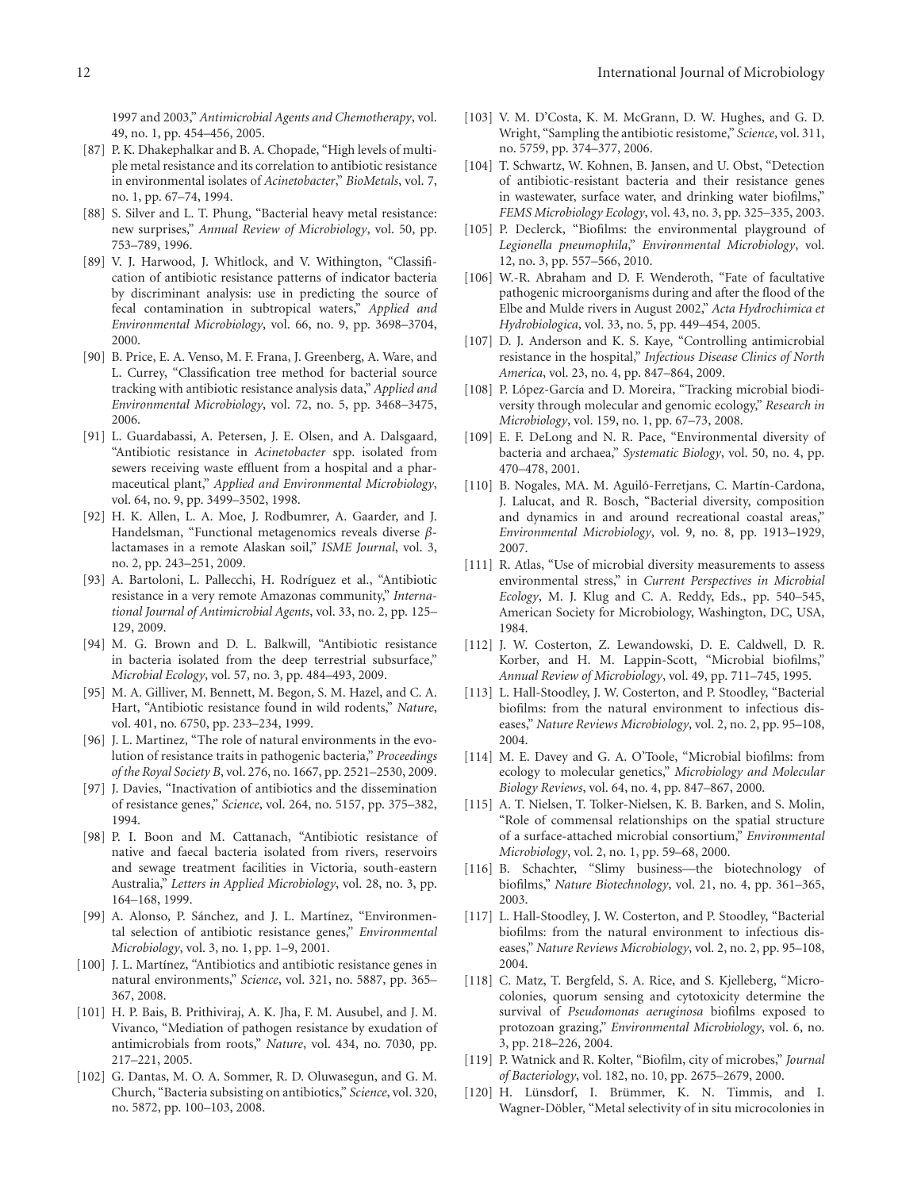1997 and 2003," *Antimicrobial Agents and Chemotherapy*, vol. 49, no. 1, pp. 454–456, 2005.

[87] P. K. Dhakephalkar and B. A. Chopade, "High levels of multiple metal resistance and its correlation to antibiotic resistance in environmental isolates of *Acinetobacter*," *BioMetals*, vol. 7, no. 1, pp. 67–74, 1994.

[88] S. Silver and L. T. Phung, "Bacterial heavy metal resistance: new surprises," *Annual Review of Microbiology*, vol. 50, pp. 753–789, 1996.

[89] V. J. Harwood, J. Whitlock, and V. Withington, "Classification of antibiotic resistance patterns of indicator bacteria by discriminant analysis: use in predicting the source of fecal contamination in subtropical waters," *Applied and Environmental Microbiology*, vol. 66, no. 9, pp. 3698–3704, 2000.

[90] B. Price, E. A. Venso, M. F. Frana, J. Greenberg, A. Ware, and L. Currey, "Classification tree method for bacterial source tracking with antibiotic resistance analysis data," *Applied and Environmental Microbiology*, vol. 72, no. 5, pp. 3468–3475, 2006.

[91] L. Guardabassi, A. Petersen, J. E. Olsen, and A. Dalsgaard, "Antibiotic resistance in *Acinetobacter* spp. isolated from sewers receiving waste effluent from a hospital and a pharmaceutical plant," *Applied and Environmental Microbiology*, vol. 64, no. 9, pp. 3499–3502, 1998.

[92] H. K. Allen, L. A. Moe, J. Rodbumrer, A. Gaarder, and J. Handelsman, "Functional metagenomics reveals diverse $\beta$-lactamases in a remote Alaskan soil," *ISME Journal*, vol. 3, no. 2, pp. 243–251, 2009.

[93] A. Bartoloni, L. Pallecchi, H. Rodríguez et al., "Antibiotic resistance in a very remote Amazonas community," *International Journal of Antimicrobial Agents*, vol. 33, no. 2, pp. 125–129, 2009.

[94] M. G. Brown and D. L. Balkwill, "Antibiotic resistance in bacteria isolated from the deep terrestrial subsurface," *Microbial Ecology*, vol. 57, no. 3, pp. 484–493, 2009.

[95] M. A. Gilliver, M. Bennett, M. Begon, S. M. Hazel, and C. A. Hart, "Antibiotic resistance found in wild rodents," *Nature*, vol. 401, no. 6750, pp. 233–234, 1999.

[96] J. L. Martinez, "The role of natural environments in the evolution of resistance traits in pathogenic bacteria," *Proceedings of the Royal Society B*, vol. 276, no. 1667, pp. 2521–2530, 2009.

[97] J. Davies, "Inactivation of antibiotics and the dissemination of resistance genes," *Science*, vol. 264, no. 5157, pp. 375–382, 1994.

[98] P. I. Boon and M. Cattanach, "Antibiotic resistance of native and faecal bacteria isolated from rivers, reservoirs and sewage treatment facilities in Victoria, south-eastern Australia," *Letters in Applied Microbiology*, vol. 28, no. 3, pp. 164–168, 1999.

[99] A. Alonso, P. Sánchez, and J. L. Martínez, "Environmental selection of antibiotic resistance genes," *Environmental Microbiology*, vol. 3, no. 1, pp. 1–9, 2001.

[100] J. L. Martínez, "Antibiotics and antibiotic resistance genes in natural environments," *Science*, vol. 321, no. 5887, pp. 365–367, 2008.

[101] H. P. Bais, B. Prithiviraj, A. K. Jha, F. M. Ausubel, and J. M. Vivanco, "Mediation of pathogen resistance by exudation of antimicrobials from roots," *Nature*, vol. 434, no. 7030, pp. 217–221, 2005.

[102] G. Dantas, M. O. A. Sommer, R. D. Oluwasegun, and G. M. Church, "Bacteria subsisting on antibiotics," *Science*, vol. 320, no. 5872, pp. 100–103, 2008.

[103] V. M. D'Costa, K. M. McGrann, D. W. Hughes, and G. D. Wright, "Sampling the antibiotic resistome," *Science*, vol. 311, no. 5759, pp. 374–377, 2006.

[104] T. Schwartz, W. Kohnen, B. Jansen, and U. Obst, "Detection of antibiotic-resistant bacteria and their resistance genes in wastewater, surface water, and drinking water biofilms," *FEMS Microbiology Ecology*, vol. 43, no. 3, pp. 325–335, 2003.

[105] P. Declerck, "Biofilms: the environmental playground of *Legionella pneumophila*," *Environmental Microbiology*, vol. 12, no. 3, pp. 557–566, 2010.

[106] W.-R. Abraham and D. F. Wenderoth, "Fate of facultative pathogenic microorganisms during and after the flood of the Elbe and Mulde rivers in August 2002," *Acta Hydrochimica et Hydrobiologica*, vol. 33, no. 5, pp. 449–454, 2005.

[107] D. J. Anderson and K. S. Kaye, "Controlling antimicrobial resistance in the hospital," *Infectious Disease Clinics of North America*, vol. 23, no. 4, pp. 847–864, 2009.

[108] P. López-García and D. Moreira, "Tracking microbial biodiversity through molecular and genomic ecology," *Research in Microbiology*, vol. 159, no. 1, pp. 67–73, 2008.

[109] E. F. DeLong and N. R. Pace, "Environmental diversity of bacteria and archaea," *Systematic Biology*, vol. 50, no. 4, pp. 470–478, 2001.

[110] B. Nogales, MA. M. Aguiló-Ferretjans, C. Martín-Cardona, J. Lalucat, and R. Bosch, "Bacterial diversity, composition and dynamics in and around recreational coastal areas," *Environmental Microbiology*, vol. 9, no. 8, pp. 1913–1929, 2007.

[111] R. Atlas, "Use of microbial diversity measurements to assess environmental stress," in *Current Perspectives in Microbial Ecology*, M. J. Klug and C. A. Reddy, Eds., pp. 540–545, American Society for Microbiology, Washington, DC, USA, 1984.

[112] J. W. Costerton, Z. Lewandowski, D. E. Caldwell, D. R. Korber, and H. M. Lappin-Scott, "Microbial biofilms," *Annual Review of Microbiology*, vol. 49, pp. 711–745, 1995.

[113] L. Hall-Stoodley, J. W. Costerton, and P. Stoodley, "Bacterial biofilms: from the natural environment to infectious diseases," *Nature Reviews Microbiology*, vol. 2, no. 2, pp. 95–108, 2004.

[114] M. E. Davey and G. A. O'Toole, "Microbial biofilms: from ecology to molecular genetics," *Microbiology and Molecular Biology Reviews*, vol. 64, no. 4, pp. 847–867, 2000.

[115] A. T. Nielsen, T. Tolker-Nielsen, K. B. Barken, and S. Molin, "Role of commensal relationships on the spatial structure of a surface-attached microbial consortium," *Environmental Microbiology*, vol. 2, no. 1, pp. 59–68, 2000.

[116] B. Schachter, "Slimy business—the biotechnology of biofilms," *Nature Biotechnology*, vol. 21, no. 4, pp. 361–365, 2003.

[117] L. Hall-Stoodley, J. W. Costerton, and P. Stoodley, "Bacterial biofilms: from the natural environment to infectious diseases," *Nature Reviews Microbiology*, vol. 2, no. 2, pp. 95–108, 2004.

[118] C. Matz, T. Bergfeld, S. A. Rice, and S. Kjelleberg, "Microcolonies, quorum sensing and cytotoxicity determine the survival of *Pseudomonas aeruginosa* biofilms exposed to protozoan grazing," *Environmental Microbiology*, vol. 6, no. 3, pp. 218–226, 2004.

[119] P. Watnick and R. Kolter, "Biofilm, city of microbes," *Journal of Bacteriology*, vol. 182, no. 10, pp. 2675–2679, 2000.

[120] H. Lünsdorf, I. Brümmer, K. N. Timmis, and I. Wagner-Döbler, "Metal selectivity of in situ microcolonies in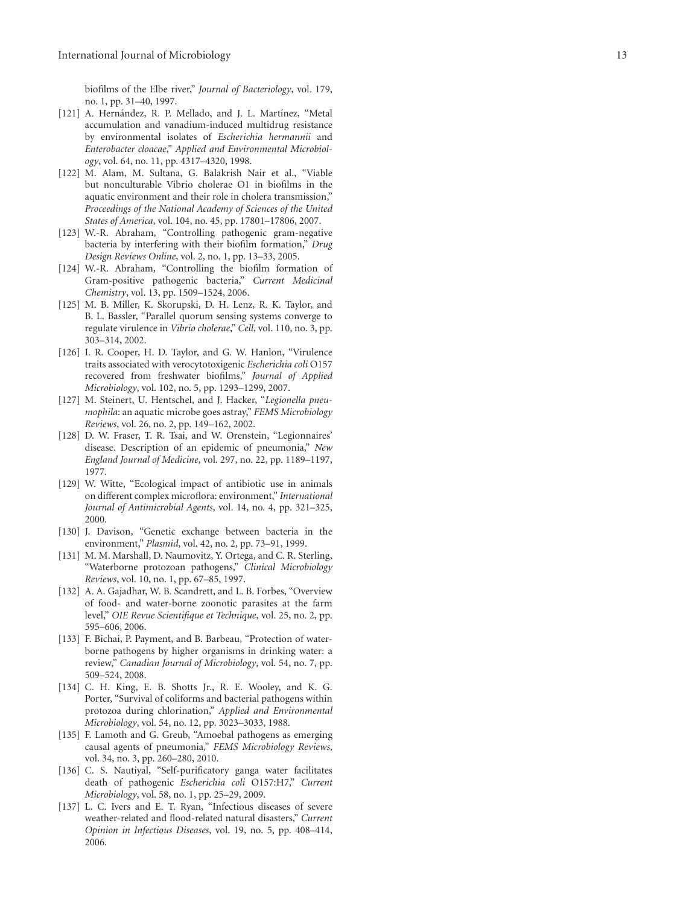biofilms of the Elbe river," *Journal of Bacteriology*, vol. 179, no. 1, pp. 31–40, 1997.

[121] A. Hernández, R. P. Mellado, and J. L. Martínez, "Metal accumulation and vanadium-induced multidrug resistance by environmental isolates of *Escherichia hermannii* and *Enterobacter cloacae*," *Applied and Environmental Microbiology*, vol. 64, no. 11, pp. 4317–4320, 1998.

[122] M. Alam, M. Sultana, G. Balakrish Nair et al., "Viable but nonculturable Vibrio cholerae O1 in biofilms in the aquatic environment and their role in cholera transmission," *Proceedings of the National Academy of Sciences of the United States of America*, vol. 104, no. 45, pp. 17801–17806, 2007.

[123] W.-R. Abraham, "Controlling pathogenic gram-negative bacteria by interfering with their biofilm formation," *Drug Design Reviews Online*, vol. 2, no. 1, pp. 13–33, 2005.

[124] W.-R. Abraham, "Controlling the biofilm formation of Gram-positive pathogenic bacteria," *Current Medicinal Chemistry*, vol. 13, pp. 1509–1524, 2006.

[125] M. B. Miller, K. Skorupski, D. H. Lenz, R. K. Taylor, and B. L. Bassler, "Parallel quorum sensing systems converge to regulate virulence in *Vibrio cholerae*," *Cell*, vol. 110, no. 3, pp. 303–314, 2002.

[126] I. R. Cooper, H. D. Taylor, and G. W. Hanlon, "Virulence traits associated with verocytotoxigenic *Escherichia coli* O157 recovered from freshwater biofilms," *Journal of Applied Microbiology*, vol. 102, no. 5, pp. 1293–1299, 2007.

[127] M. Steinert, U. Hentschel, and J. Hacker, "*Legionella pneumophila*: an aquatic microbe goes astray," *FEMS Microbiology Reviews*, vol. 26, no. 2, pp. 149–162, 2002.

[128] D. W. Fraser, T. R. Tsai, and W. Orenstein, "Legionnaires' disease. Description of an epidemic of pneumonia," *New England Journal of Medicine*, vol. 297, no. 22, pp. 1189–1197, 1977.

[129] W. Witte, "Ecological impact of antibiotic use in animals on different complex microflora: environment," *International Journal of Antimicrobial Agents*, vol. 14, no. 4, pp. 321–325, 2000.

[130] J. Davison, "Genetic exchange between bacteria in the environment," *Plasmid*, vol. 42, no. 2, pp. 73–91, 1999.

[131] M. M. Marshall, D. Naumovitz, Y. Ortega, and C. R. Sterling, "Waterborne protozoan pathogens," *Clinical Microbiology Reviews*, vol. 10, no. 1, pp. 67–85, 1997.

[132] A. A. Gajadhar, W. B. Scandrett, and L. B. Forbes, "Overview of food- and water-borne zoonotic parasites at the farm level," *OIE Revue Scientifique et Technique*, vol. 25, no. 2, pp. 595–606, 2006.

[133] F. Bichai, P. Payment, and B. Barbeau, "Protection of waterborne pathogens by higher organisms in drinking water: a review," *Canadian Journal of Microbiology*, vol. 54, no. 7, pp. 509–524, 2008.

[134] C. H. King, E. B. Shotts Jr., R. E. Wooley, and K. G. Porter, "Survival of coliforms and bacterial pathogens within protozoa during chlorination," *Applied and Environmental Microbiology*, vol. 54, no. 12, pp. 3023–3033, 1988.

[135] F. Lamoth and G. Greub, "Amoebal pathogens as emerging causal agents of pneumonia," *FEMS Microbiology Reviews*, vol. 34, no. 3, pp. 260–280, 2010.

[136] C. S. Nautiyal, "Self-purificatory ganga water facilitates death of pathogenic *Escherichia coli* O157:H7," *Current Microbiology*, vol. 58, no. 1, pp. 25–29, 2009.

[137] L. C. Ivers and E. T. Ryan, "Infectious diseases of severe weather-related and flood-related natural disasters," *Current Opinion in Infectious Diseases*, vol. 19, no. 5, pp. 408–414, 2006.